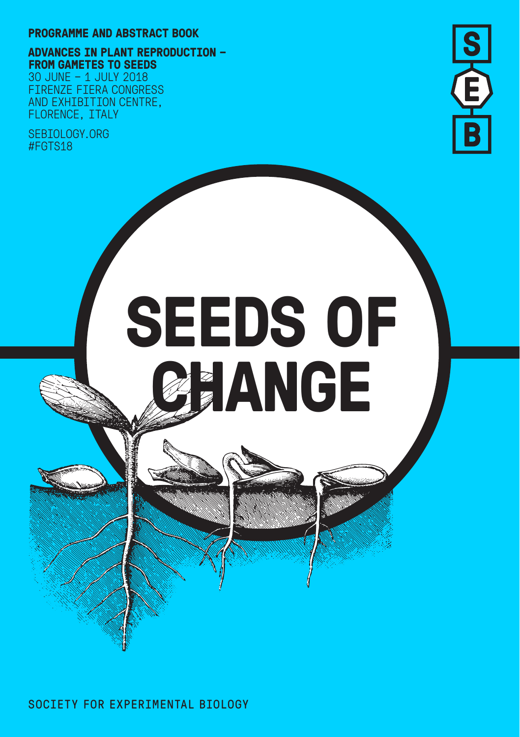**PROGRAMME AND ABSTRACT BOOK**

**ADVANCES IN PLANT REPRODUCTION – FROM GAMETES TO SEEDS**

30 JUNE – 1 JULY 2018
FIRENZE FIERA CONGRESS AND EXHIBITION CENTRE, FLORENCE, ITALY

SEBIOLOGY.ORG
#FGTS18

S E B

# SEEDS OF CHANGE

SOCIETY FOR EXPERIMENTAL BIOLOGY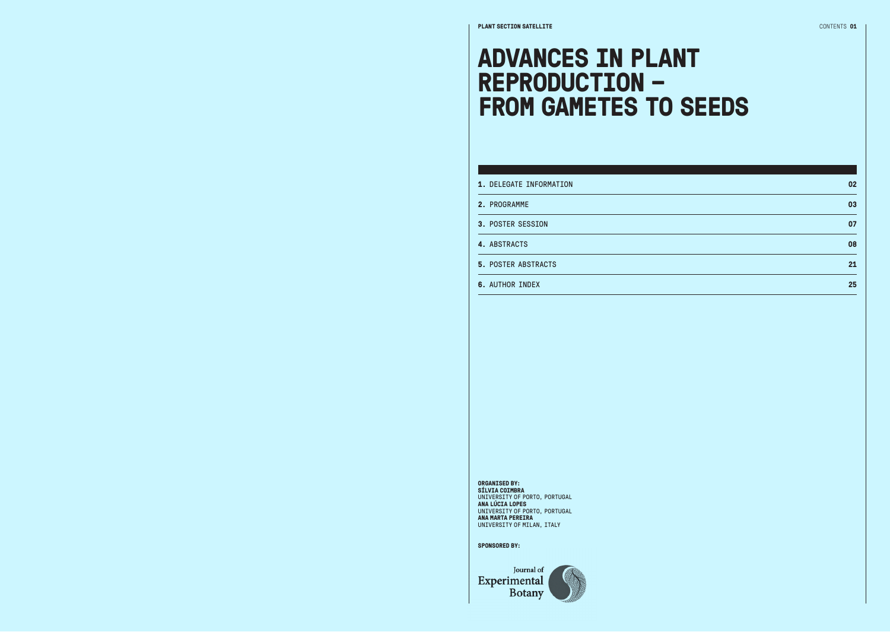# ADVANCES IN PLANT REPRODUCTION – FROM GAMETES TO SEEDS

| | |
|---|---|
| **1.** DELEGATE INFORMATION | **02** |
| **2.** PROGRAMME | **03** |
| **3.** POSTER SESSION | **07** |
| **4.** ABSTRACTS | **08** |
| **5.** POSTER ABSTRACTS | **21** |
| **6.** AUTHOR INDEX | **25** |

**ORGANISED BY:**
**SÍLVIA COIMBRA**
UNIVERSITY OF PORTO, PORTUGAL
**ANA LÚCIA LOPES**
UNIVERSITY OF PORTO, PORTUGAL
**ANA MARTA PEREIRA**
UNIVERSITY OF MILAN, ITALY

**SPONSORED BY:**

Journal of Experimental Botany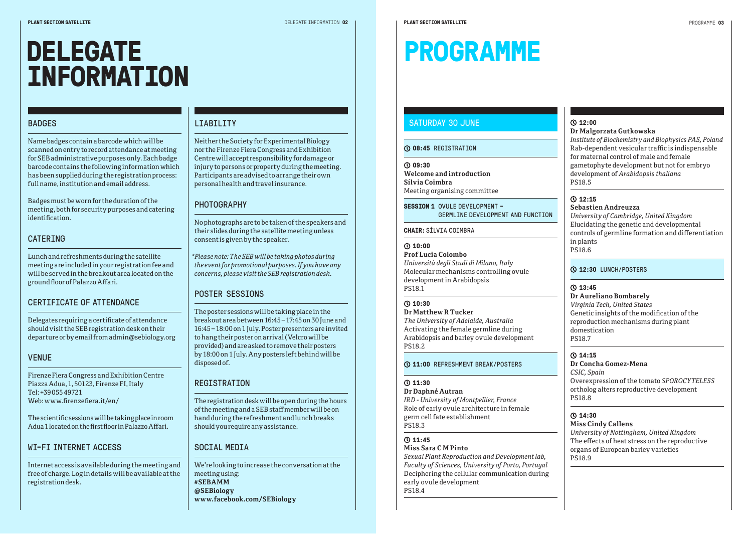# DELEGATE INFORMATION

## BADGES

Name badges contain a barcode which will be scanned on entry to record attendance at meeting for SEB administrative purposes only. Each badge barcode contains the following information which has been supplied during the registration process: full name, institution and email address.

Badges must be worn for the duration of the meeting, both for security purposes and catering identification.

## CATERING

Lunch and refreshments during the satellite meeting are included in your registration fee and will be served in the breakout area located on the ground floor of Palazzo Affari.

## CERTIFICATE OF ATTENDANCE

Delegates requiring a certificate of attendance should visit the SEB registration desk on their departure or by email from admin@sebiology.org

## VENUE

Firenze Fiera Congress and Exhibition Centre
Piazza Adua, 1, 50123, Firenze FI, Italy
Tel: +39 055 49721
Web: www.firenzefiera.it/en/

The scientific sessions will be taking place in room Adua 1 located on the first floor in Palazzo Affari.

## WI-FI INTERNET ACCESS

Internet access is available during the meeting and free of charge. Log in details will be available at the registration desk.

## LIABILITY

Neither the Society for Experimental Biology nor the Firenze Fiera Congress and Exhibition Centre will accept responsibility for damage or injury to persons or property during the meeting. Participants are advised to arrange their own personal health and travel insurance.

## PHOTOGRAPHY

No photographs are to be taken of the speakers and their slides during the satellite meeting unless consent is given by the speaker.

*Please note: The SEB will be taking photos during the event for promotional purposes. If you have any concerns, please visit the SEB registration desk.*

## POSTER SESSIONS

The poster sessions will be taking place in the breakout area between 16:45 – 17:45 on 30 June and 16:45 – 18:00 on 1 July. Poster presenters are invited to hang their poster on arrival (Velcro will be provided) and are asked to remove their posters by 18:00 on 1 July. Any posters left behind will be disposed of.

## REGISTRATION

The registration desk will be open during the hours of the meeting and a SEB staff member will be on hand during the refreshment and lunch breaks should you require any assistance.

## SOCIAL MEDIA

We're looking to increase the conversation at the meeting using:
**#SEBAMM**
**@SEBiology**
**www.facebook.com/SEBiology**

# PROGRAMME

## SATURDAY 30 JUNE

**08:45** REGISTRATION

**09:30**
**Welcome and introduction**
**Sílvia Coimbra**
Meeting organising committee

**SESSION 1** OVULE DEVELOPMENT - GERMLINE DEVELOPMENT AND FUNCTION

**CHAIR:** SÍLVIA COIMBRA

**10:00**
**Prof Lucia Colombo**
*Università degli Studi di Milano, Italy*
Molecular mechanisms controlling ovule development in Arabidopsis
PS18.1

**10:30**
**Dr Matthew R Tucker**
*The University of Adelaide, Australia*
Activating the female germline during Arabidopsis and barley ovule development
PS18.2

**11:00** REFRESHMENT BREAK/POSTERS

**11:30**
**Dr Daphné Autran**
*IRD - University of Montpellier, France*
Role of early ovule architecture in female germ cell fate establishment
PS18.3

**11:45**
**Miss Sara C M Pinto**
*Sexual Plant Reproduction and Development lab, Faculty of Sciences, University of Porto, Portugal*
Deciphering the cellular communication during early ovule development
PS18.4

**12:00**
**Dr Malgorzata Gutkowska**
*Institute of Biochemistry and Biophysics PAS, Poland*
Rab-dependent vesicular traffic is indispensable for maternal control of male and female gametophyte development but not for embryo development of *Arabidopsis thaliana*
PS18.5

**12:15**
**Sebastien Andreuzza**
*University of Cambridge, United Kingdom*
Elucidating the genetic and developmental controls of germline formation and differentiation in plants
PS18.6

**12:30** LUNCH/POSTERS

**13:45**
**Dr Aureliano Bombarely**
*Virginia Tech, United States*
Genetic insights of the modification of the reproduction mechanisms during plant domestication
PS18.7

**14:15**
**Dr Concha Gomez-Mena**
*CSIC, Spain*
Overexpression of the tomato *SPOROCYTELESS* ortholog alters reproductive development
PS18.8

**14:30**
**Miss Cindy Callens**
*University of Nottingham, United Kingdom*
The effects of heat stress on the reproductive organs of European barley varieties
PS18.9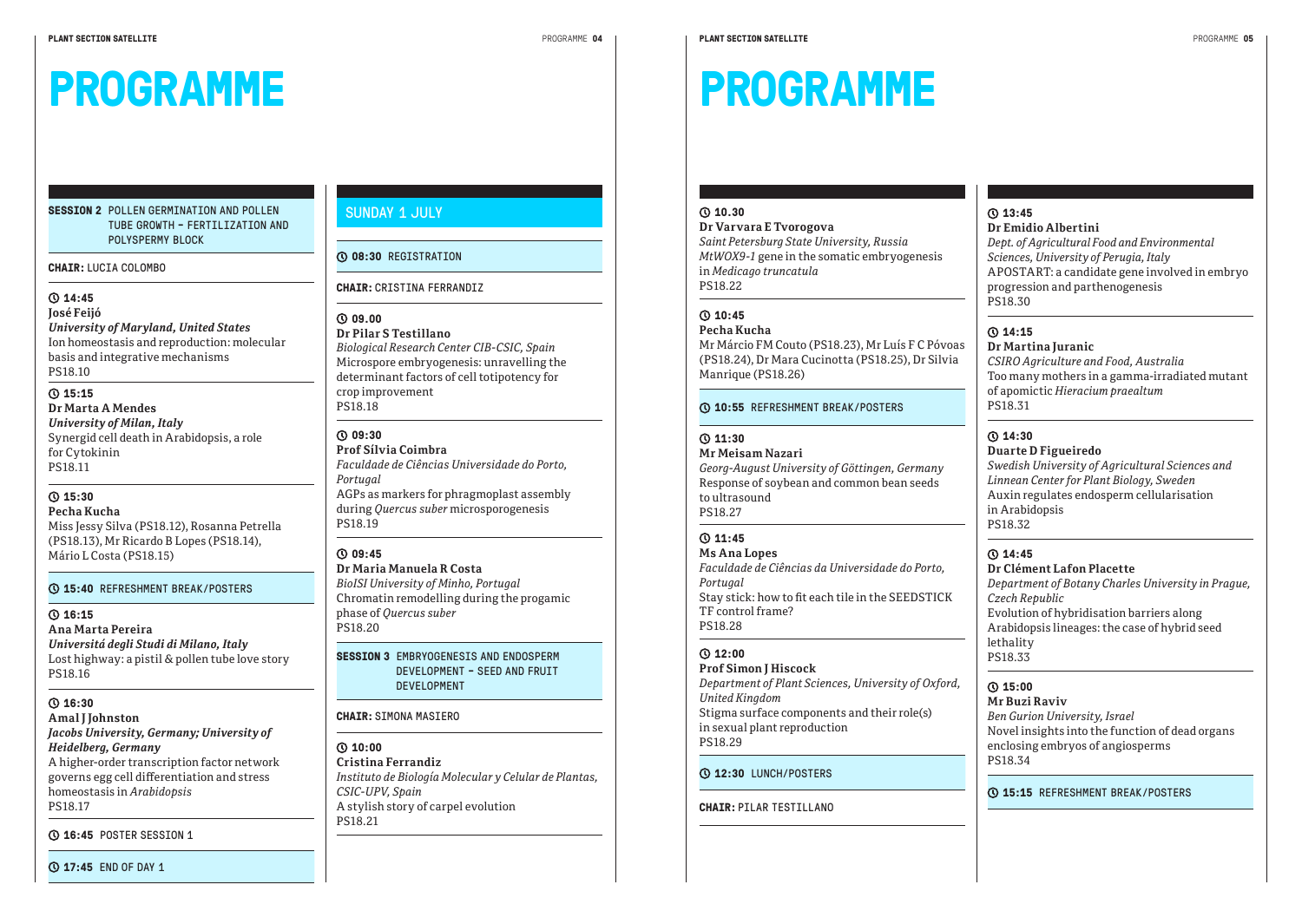# PROGRAMME

**SESSION 2** POLLEN GERMINATION AND POLLEN TUBE GROWTH – FERTILIZATION AND POLYSPERMY BLOCK

**CHAIR:** LUCIA COLOMBO

**14:45**
**José Feijó**
*University of Maryland, United States*
Ion homeostasis and reproduction: molecular basis and integrative mechanisms
PS18.10

**15:15**
**Dr Marta A Mendes**
*University of Milan, Italy*
Synergid cell death in Arabidopsis, a role for Cytokinin
PS18.11

**15:30**
**Pecha Kucha**
Miss Jessy Silva (PS18.12), Rosanna Petrella (PS18.13), Mr Ricardo B Lopes (PS18.14), Mário L Costa (PS18.15)

**15:40** REFRESHMENT BREAK/POSTERS

**16:15**
**Ana Marta Pereira**
*Universitá degli Studi di Milano, Italy*
Lost highway: a pistil & pollen tube love story
PS18.16

**16:30**
**Amal J Johnston**
*Jacobs University, Germany; University of Heidelberg, Germany*
A higher-order transcription factor network governs egg cell differentiation and stress homeostasis in *Arabidopsis*
PS18.17

**16:45** POSTER SESSION 1

**17:45** END OF DAY 1

## SUNDAY 1 JULY

**08:30** REGISTRATION

**CHAIR:** CRISTINA FERRANDIZ

**09.00**
**Dr Pilar S Testillano**
*Biological Research Center CIB-CSIC, Spain*
Microspore embryogenesis: unravelling the determinant factors of cell totipotency for crop improvement
PS18.18

**09:30**
**Prof Sílvia Coimbra**
*Faculdade de Ciências Universidade do Porto, Portugal*
AGPs as markers for phragmoplast assembly during *Quercus suber* microsporogenesis
PS18.19

**09:45**
**Dr Maria Manuela R Costa**
*BioISI University of Minho, Portugal*
Chromatin remodelling during the progamic phase of *Quercus suber*
PS18.20

**SESSION 3** EMBRYOGENESIS AND ENDOSPERM DEVELOPMENT – SEED AND FRUIT DEVELOPMENT

**CHAIR:** SIMONA MASIERO

**10:00**
**Cristina Ferrandiz**
*Instituto de Biología Molecular y Celular de Plantas, CSIC-UPV, Spain*
A stylish story of carpel evolution
PS18.21

**10.30**
**Dr Varvara E Tvorogova**
*Saint Petersburg State University, Russia*
*MtWOX9-1* gene in the somatic embryogenesis in *Medicago truncatula*
PS18.22

**10:45**
**Pecha Kucha**
Mr Márcio FM Couto (PS18.23), Mr Luís F C Póvoas (PS18.24), Dr Mara Cucinotta (PS18.25), Dr Silvia Manrique (PS18.26)

**10:55** REFRESHMENT BREAK/POSTERS

**11:30**
**Mr Meisam Nazari**
*Georg-August University of Göttingen, Germany*
Response of soybean and common bean seeds to ultrasound
PS18.27

**11:45**
**Ms Ana Lopes**
*Faculdade de Ciências da Universidade do Porto, Portugal*
Stay stick: how to fit each tile in the SEEDSTICK TF control frame?
PS18.28

**12:00**
**Prof Simon J Hiscock**
*Department of Plant Sciences, University of Oxford, United Kingdom*
Stigma surface components and their role(s) in sexual plant reproduction
PS18.29

**12:30** LUNCH/POSTERS

**CHAIR:** PILAR TESTILLANO

**13:45**
**Dr Emidio Albertini**
*Dept. of Agricultural Food and Environmental Sciences, University of Perugia, Italy*
APOSTART: a candidate gene involved in embryo progression and parthenogenesis
PS18.30

**14:15**
**Dr Martina Juranic**
*CSIRO Agriculture and Food, Australia*
Too many mothers in a gamma-irradiated mutant of apomictic *Hieracium praealtum*
PS18.31

**14:30**
**Duarte D Figueiredo**
*Swedish University of Agricultural Sciences and Linnean Center for Plant Biology, Sweden*
Auxin regulates endosperm cellularisation in Arabidopsis
PS18.32

**14:45**
**Dr Clément Lafon Placette**
*Department of Botany Charles University in Prague, Czech Republic*
Evolution of hybridisation barriers along Arabidopsis lineages: the case of hybrid seed lethality
PS18.33

**15:00**
**Mr Buzi Raviv**
*Ben Gurion University, Israel*
Novel insights into the function of dead organs enclosing embryos of angiosperms
PS18.34

**15:15** REFRESHMENT BREAK/POSTERS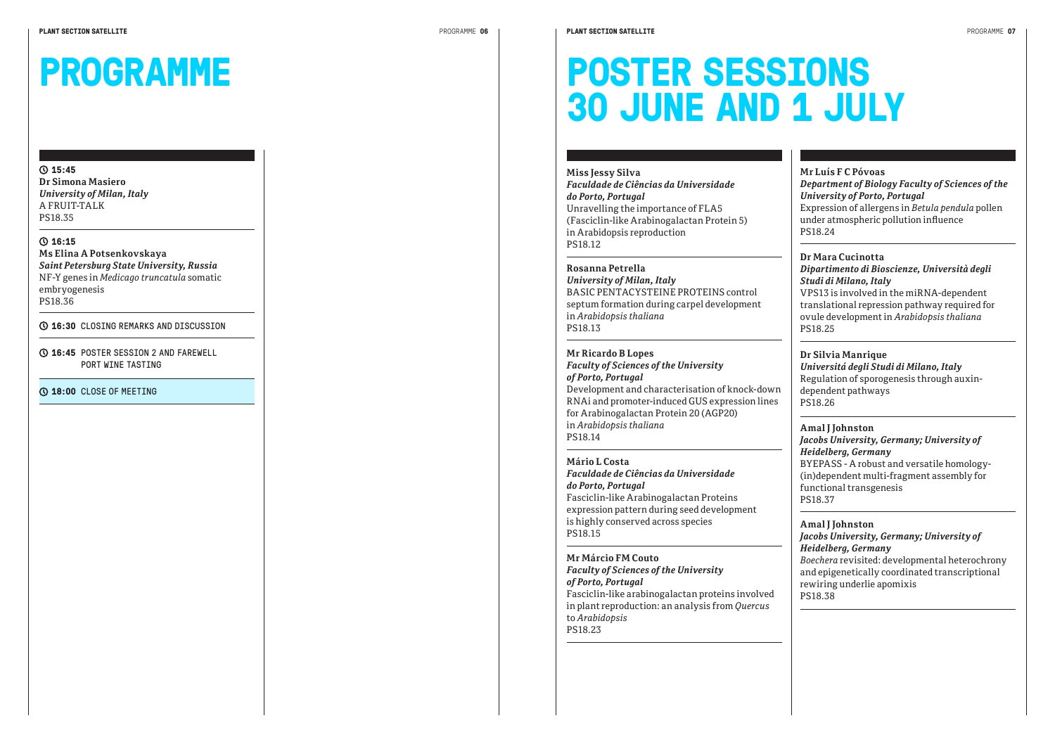# PROGRAMME

**15:45**
**Dr Simona Masiero**
***University of Milan, Italy***
A FRUIT-TALK
PS18.35

**16:15**
**Ms Elina A Potsenkovskaya**
***Saint Petersburg State University, Russia***
NF-Y genes in *Medicago truncatula* somatic embryogenesis
PS18.36

**16:30** CLOSING REMARKS AND DISCUSSION

**16:45** POSTER SESSION 2 AND FAREWELL PORT WINE TASTING

**18:00** CLOSE OF MEETING

# POSTER SESSIONS 30 JUNE AND 1 JULY

**Miss Jessy Silva**
***Faculdade de Ciências da Universidade do Porto, Portugal***
Unravelling the importance of FLA5 (Fasciclin-like Arabinogalactan Protein 5) in Arabidopsis reproduction
PS18.12

**Rosanna Petrella**
***University of Milan, Italy***
BASIC PENTACYSTEINE PROTEINS control septum formation during carpel development in *Arabidopsis thaliana*
PS18.13

**Mr Ricardo B Lopes**
***Faculty of Sciences of the University of Porto, Portugal***
Development and characterisation of knock-down RNAi and promoter-induced GUS expression lines for Arabinogalactan Protein 20 (AGP20) in *Arabidopsis thaliana*
PS18.14

**Mário L Costa**
***Faculdade de Ciências da Universidade do Porto, Portugal***
Fasciclin-like Arabinogalactan Proteins expression pattern during seed development is highly conserved across species
PS18.15

**Mr Márcio FM Couto**
***Faculty of Sciences of the University of Porto, Portugal***
Fasciclin-like arabinogalactan proteins involved in plant reproduction: an analysis from *Quercus* to *Arabidopsis*
PS18.23

**Mr Luís F C Póvoas**
***Department of Biology Faculty of Sciences of the University of Porto, Portugal***
Expression of allergens in *Betula pendula* pollen under atmospheric pollution influence
PS18.24

**Dr Mara Cucinotta**
***Dipartimento di Bioscienze, Università degli Studi di Milano, Italy***
VPS13 is involved in the miRNA-dependent translational repression pathway required for ovule development in *Arabidopsis thaliana*
PS18.25

**Dr Silvia Manrique**
***Universitá degli Studi di Milano, Italy***
Regulation of sporogenesis through auxin-dependent pathways
PS18.26

**Amal J Johnston**
***Jacobs University, Germany; University of Heidelberg, Germany***
BYEPASS - A robust and versatile homology-(in)dependent multi-fragment assembly for functional transgenesis
PS18.37

**Amal J Johnston**
***Jacobs University, Germany; University of Heidelberg, Germany***
*Boechera* revisited: developmental heterochrony and epigenetically coordinated transcriptional rewiring underlie apomixis
PS18.38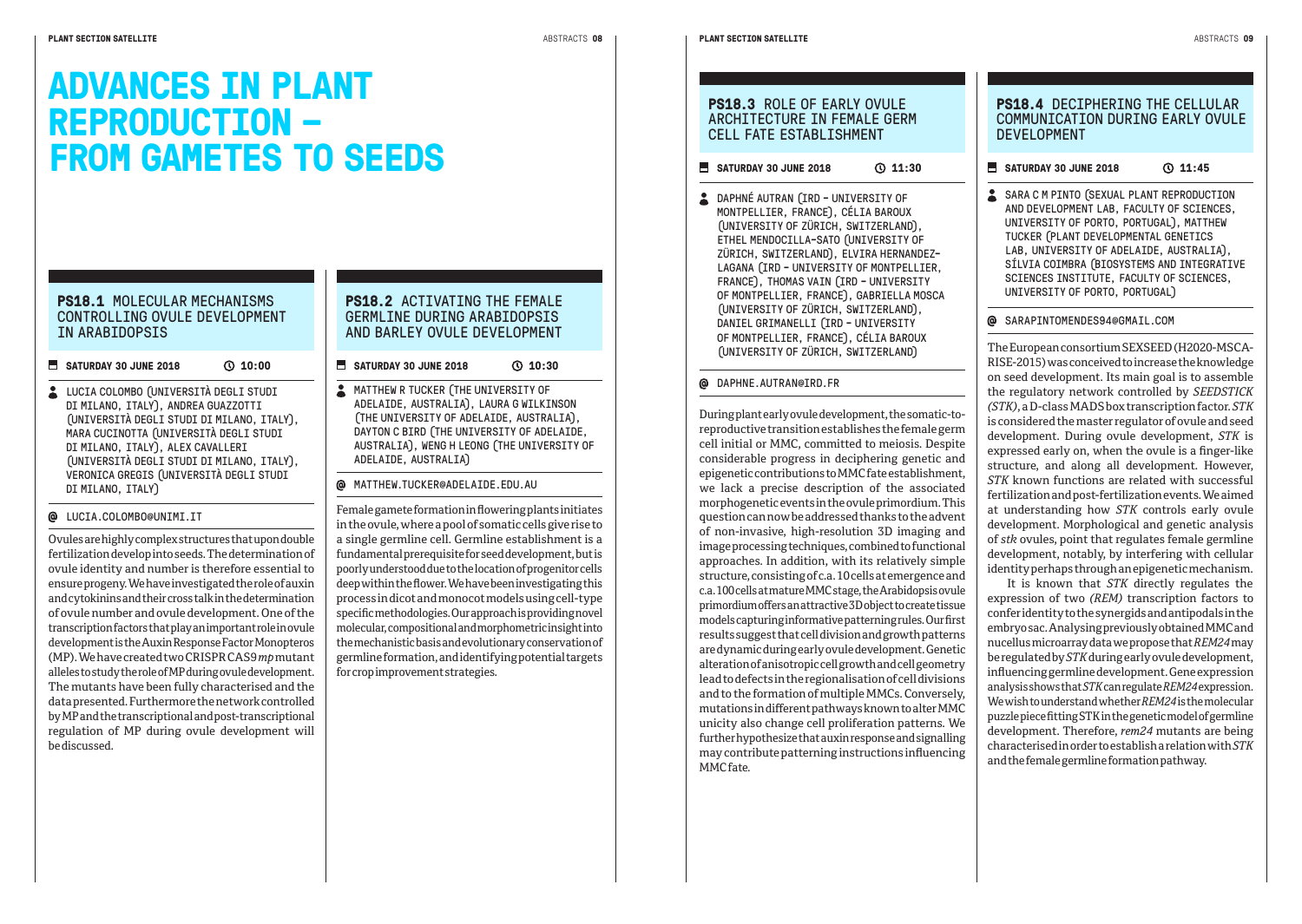# ADVANCES IN PLANT REPRODUCTION – FROM GAMETES TO SEEDS

## PS18.1 MOLECULAR MECHANISMS CONTROLLING OVULE DEVELOPMENT IN ARABIDOPSIS

**SATURDAY 30 JUNE 2018** **10:00**

LUCIA COLOMBO (UNIVERSITÀ DEGLI STUDI DI MILANO, ITALY), ANDREA GUAZZOTTI (UNIVERSITÀ DEGLI STUDI DI MILANO, ITALY), MARA CUCINOTTA (UNIVERSITÀ DEGLI STUDI DI MILANO, ITALY), ALEX CAVALLERI (UNIVERSITÀ DEGLI STUDI DI MILANO, ITALY), VERONICA GREGIS (UNIVERSITÀ DEGLI STUDI DI MILANO, ITALY)

@ LUCIA.COLOMBO@UNIMI.IT

Ovules are highly complex structures that upon double fertilization develop into seeds. The determination of ovule identity and number is therefore essential to ensure progeny. We have investigated the role of auxin and cytokinins and their cross talk in the determination of ovule number and ovule development. One of the transcription factors that play an important role in ovule development is the Auxin Response Factor Monopteros (MP). We have created two CRISPR CAS9 *mp* mutant alleles to study the role of MP during ovule development. The mutants have been fully characterised and the data presented. Furthermore the network controlled by MP and the transcriptional and post-transcriptional regulation of MP during ovule development will be discussed.

## PS18.2 ACTIVATING THE FEMALE GERMLINE DURING ARABIDOPSIS AND BARLEY OVULE DEVELOPMENT

**SATURDAY 30 JUNE 2018** **10:30**

MATTHEW R TUCKER (THE UNIVERSITY OF ADELAIDE, AUSTRALIA), LAURA G WILKINSON (THE UNIVERSITY OF ADELAIDE, AUSTRALIA), DAYTON C BIRD (THE UNIVERSITY OF ADELAIDE, AUSTRALIA), WENG H LEONG (THE UNIVERSITY OF ADELAIDE, AUSTRALIA)

@ MATTHEW.TUCKER@ADELAIDE.EDU.AU

Female gamete formation in flowering plants initiates in the ovule, where a pool of somatic cells give rise to a single germline cell. Germline establishment is a fundamental prerequisite for seed development, but is poorly understood due to the location of progenitor cells deep within the flower. We have been investigating this process in dicot and monocot models using cell-type specific methodologies. Our approach is providing novel molecular, compositional and morphometric insight into the mechanistic basis and evolutionary conservation of germline formation, and identifying potential targets for crop improvement strategies.

## PS18.3 ROLE OF EARLY OVULE ARCHITECTURE IN FEMALE GERM CELL FATE ESTABLISHMENT

**SATURDAY 30 JUNE 2018** **11:30**

DAPHNÉ AUTRAN (IRD - UNIVERSITY OF MONTPELLIER, FRANCE), CÉLIA BAROUX (UNIVERSITY OF ZÜRICH, SWITZERLAND), ETHEL MENDOCILLA-SATO (UNIVERSITY OF ZÜRICH, SWITZERLAND), ELVIRA HERNANDEZ-LAGANA (IRD - UNIVERSITY OF MONTPELLIER, FRANCE), THOMAS VAIN (IRD - UNIVERSITY OF MONTPELLIER, FRANCE), GABRIELLA MOSCA (UNIVERSITY OF ZÜRICH, SWITZERLAND), DANIEL GRIMANELLI (IRD - UNIVERSITY OF MONTPELLIER, FRANCE), CÉLIA BAROUX (UNIVERSITY OF ZÜRICH, SWITZERLAND)

@ DAPHNE.AUTRAN@IRD.FR

During plant early ovule development, the somatic-to-reproductive transition establishes the female germ cell initial or MMC, committed to meiosis. Despite considerable progress in deciphering genetic and epigenetic contributions to MMC fate establishment, we lack a precise description of the associated morphogenetic events in the ovule primordium. This question can now be addressed thanks to the advent of non-invasive, high-resolution 3D imaging and image processing techniques, combined to functional approaches. In addition, with its relatively simple structure, consisting of c.a. 10 cells at emergence and c.a. 100 cells at mature MMC stage, the Arabidopsis ovule primordium offers an attractive 3D object to create tissue models capturing informative patterning rules. Our first results suggest that cell division and growth patterns are dynamic during early ovule development. Genetic alteration of anisotropic cell growth and cell geometry lead to defects in the regionalisation of cell divisions and to the formation of multiple MMCs. Conversely, mutations in different pathways known to alter MMC unicity also change cell proliferation patterns. We further hypothesize that auxin response and signalling may contribute patterning instructions influencing MMC fate.

## PS18.4 DECIPHERING THE CELLULAR COMMUNICATION DURING EARLY OVULE DEVELOPMENT

**SATURDAY 30 JUNE 2018** **11:45**

SARA C M PINTO (SEXUAL PLANT REPRODUCTION AND DEVELOPMENT LAB, FACULTY OF SCIENCES, UNIVERSITY OF PORTO, PORTUGAL), MATTHEW TUCKER (PLANT DEVELOPMENTAL GENETICS LAB, UNIVERSITY OF ADELAIDE, AUSTRALIA), SÍLVIA COIMBRA (BIOSYSTEMS AND INTEGRATIVE SCIENCES INSTITUTE, FACULTY OF SCIENCES, UNIVERSITY OF PORTO, PORTUGAL)

@ SARAPINTOMENDES94@GMAIL.COM

The European consortium SEXSEED (H2020-MSCA-RISE-2015) was conceived to increase the knowledge on seed development. Its main goal is to assemble the regulatory network controlled by *SEEDSTICK (STK)*, a D-class MADS box transcription factor. *STK* is considered the master regulator of ovule and seed development. During ovule development, *STK* is expressed early on, when the ovule is a finger-like structure, and along all development. However, *STK* known functions are related with successful fertilization and post-fertilization events. We aimed at understanding how *STK* controls early ovule development. Morphological and genetic analysis of *stk* ovules, point that regulates female germline development, notably, by interfering with cellular identity perhaps through an epigenetic mechanism.

It is known that *STK* directly regulates the expression of two *(REM)* transcription factors to confer identity to the synergids and antipodals in the embryo sac. Analysing previously obtained MMC and nucellus microarray data we propose that *REM24* may be regulated by *STK* during early ovule development, influencing germline development. Gene expression analysis shows that *STK* can regulate *REM24* expression. We wish to understand whether *REM24* is the molecular puzzle piece fitting STK in the genetic model of germline development. Therefore, *rem24* mutants are being characterised in order to establish a relation with *STK* and the female germline formation pathway.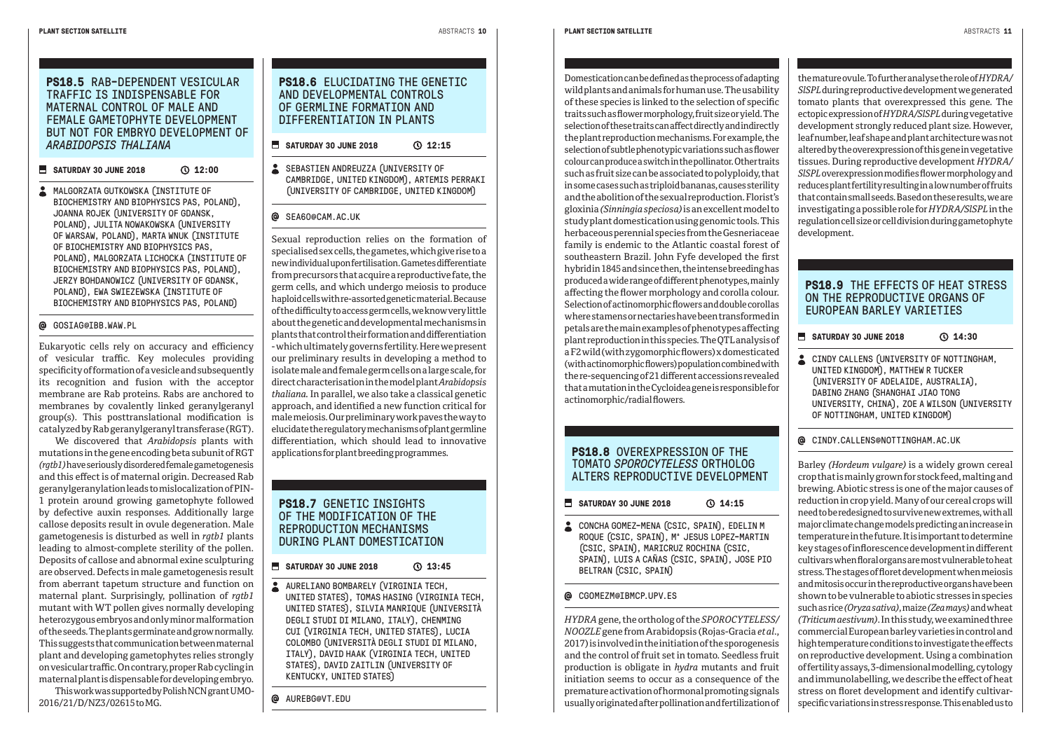## PS18.5 RAB-DEPENDENT VESICULAR TRAFFIC IS INDISPENSABLE FOR MATERNAL CONTROL OF MALE AND FEMALE GAMETOPHYTE DEVELOPMENT BUT NOT FOR EMBRYO DEVELOPMENT OF *ARABIDOPSIS THALIANA*

**SATURDAY 30 JUNE 2018** 12:00

MALGORZATA GUTKOWSKA (INSTITUTE OF BIOCHEMISTRY AND BIOPHYSICS PAS, POLAND), JOANNA ROJEK (UNIVERSITY OF GDANSK, POLAND), JULITA NOWAKOWSKA (UNIVERSITY OF WARSAW, POLAND), MARTA WNUK (INSTITUTE OF BIOCHEMISTRY AND BIOPHYSICS PAS, POLAND), MALGORZATA LICHOCKA (INSTITUTE OF BIOCHEMISTRY AND BIOPHYSICS PAS, POLAND), JERZY BOHDANOWICZ (UNIVERSITY OF GDANSK, POLAND), EWA SWIEZEWSKA (INSTITUTE OF BIOCHEMISTRY AND BIOPHYSICS PAS, POLAND)

@ GOSIAG@IBB.WAW.PL

Eukaryotic cells rely on accuracy and efficiency of vesicular traffic. Key molecules providing specificity of formation of a vesicle and subsequently its recognition and fusion with the acceptor membrane are Rab proteins. Rabs are anchored to membranes by covalently linked geranylgeranyl group(s). This posttranslational modification is catalyzed by Rab geranylgeranyl transferase (RGT).

We discovered that *Arabidopsis* plants with mutations in the gene encoding beta subunit of RGT *(rgtb1)* have seriously disordered female gametogenesis and this effect is of maternal origin. Decreased Rab geranylgeranylation leads to mislocalization of PIN-1 protein around growing gametophyte followed by defective auxin responses. Additionally large callose deposits result in ovule degeneration. Male gametogenesis is disturbed as well in *rgtb1* plants leading to almost-complete sterility of the pollen. Deposits of callose and abnormal exine sculpturing are observed. Defects in male gametogenesis result from aberrant tapetum structure and function on maternal plant. Surprisingly, pollination of *rgtb1* mutant with WT pollen gives normally developing heterozygous embryos and only minor malformation of the seeds. The plants germinate and grow normally. This suggests that communication between maternal plant and developing gametophytes relies strongly on vesicular traffic. On contrary, proper Rab cycling in maternal plant is dispensable for developing embryo.

This work was supported by Polish NCN grant UMO-2016/21/D/NZ3/02615 to MG.

## PS18.6 ELUCIDATING THE GENETIC AND DEVELOPMENTAL CONTROLS OF GERMLINE FORMATION AND DIFFERENTIATION IN PLANTS

**SATURDAY 30 JUNE 2018** 12:15

SEBASTIEN ANDREUZZA (UNIVERSITY OF CAMBRIDGE, UNITED KINGDOM), ARTEMIS PERRAKI (UNIVERSITY OF CAMBRIDGE, UNITED KINGDOM)

@ SEA60@CAM.AC.UK

Sexual reproduction relies on the formation of specialised sex cells, the gametes, which give rise to a new individual upon fertilisation. Gametes differentiate from precursors that acquire a reproductive fate, the germ cells, and which undergo meiosis to produce haploid cells with re-assorted genetic material. Because of the difficulty to access germ cells, we know very little about the genetic and developmental mechanisms in plants that control their formation and differentiation - which ultimately governs fertility. Here we present our preliminary results in developing a method to isolate male and female germ cells on a large scale, for direct characterisation in the model plant *Arabidopsis thaliana*. In parallel, we also take a classical genetic approach, and identified a new function critical for male meiosis. Our preliminary work paves the way to elucidate the regulatory mechanisms of plant germline differentiation, which should lead to innovative applications for plant breeding programmes.

## PS18.7 GENETIC INSIGHTS OF THE MODIFICATION OF THE REPRODUCTION MECHANISMS DURING PLANT DOMESTICATION

**SATURDAY 30 JUNE 2018** 13:45

AURELIANO BOMBARELY (VIRGINIA TECH, UNITED STATES), TOMAS HASING (VIRGINIA TECH, UNITED STATES), SILVIA MANRIQUE (UNIVERSITÀ DEGLI STUDI DI MILANO, ITALY), CHENMING CUI (VIRGINIA TECH, UNITED STATES), LUCIA COLOMBO (UNIVERSITÀ DEGLI STUDI DI MILANO, ITALY), DAVID HAAK (VIRGINIA TECH, UNITED STATES), DAVID ZAITLIN (UNIVERSITY OF KENTUCKY, UNITED STATES)

@ AUREBG@VT.EDU

Domestication can be defined as the process of adapting wild plants and animals for human use. The usability of these species is linked to the selection of specific traits such as flower morphology, fruit size or yield. The selection of these traits can affect directly and indirectly the plant reproduction mechanisms. For example, the selection of subtle phenotypic variations such as flower colour can produce a switch in the pollinator. Other traits such as fruit size can be associated to polyploidy, that in some cases such as triploid bananas, causes sterility and the abolition of the sexual reproduction. Florist's gloxinia *(Sinningia speciosa)* is an excellent model to study plant domestication using genomic tools. This herbaceous perennial species from the Gesneriaceae family is endemic to the Atlantic coastal forest of southeastern Brazil. John Fyfe developed the first hybrid in 1845 and since then, the intense breeding has produced a wide range of different phenotypes, mainly affecting the flower morphology and corolla colour. Selection of actinomorphic flowers and double corollas where stamens or nectaries have been transformed in petals are the main examples of phenotypes affecting plant reproduction in this species. The QTL analysis of a F2 wild (with zygomorphic flowers) x domesticated (with actinomorphic flowers) population combined with the re-sequencing of 21 different accessions revealed that a mutation in the Cycloidea gene is responsible for actinomorphic/radial flowers.

## PS18.8 OVEREXPRESSION OF THE TOMATO *SPOROCYTELESS* ORTHOLOG ALTERS REPRODUCTIVE DEVELOPMENT

**SATURDAY 30 JUNE 2018** 14:15

CONCHA GOMEZ-MENA (CSIC, SPAIN), EDELIN M ROQUE (CSIC, SPAIN), Mª JESUS LOPEZ-MARTIN (CSIC, SPAIN), MARICRUZ ROCHINA (CSIC, SPAIN), LUIS A CAÑAS (CSIC, SPAIN), JOSE PIO BELTRAN (CSIC, SPAIN)

@ CGOMEZM@IBMCP.UPV.ES

*HYDRA* gene, the ortholog of the *SPOROCYTELESS/NOOZLE* gene from Arabidopsis (Rojas-Gracia *et al*., 2017) is involved in the initiation of the sporogenesis and the control of fruit set in tomato. Seedless fruit production is obligate in *hydra* mutants and fruit initiation seems to occur as a consequence of the premature activation of hormonal promoting signals usually originated after pollination and fertilization of the mature ovule. To further analyse the role of *HYDRA/SlSPL* during reproductive development we generated tomato plants that overexpressed this gene. The ectopic expression of *HYDRA/SlSPL* during vegetative development strongly reduced plant size. However, leaf number, leaf shape and plant architecture was not altered by the overexpression of this gene in vegetative tissues. During reproductive development *HYDRA/SlSPL* overexpression modifies flower morphology and reduces plant fertility resulting in a low number of fruits that contain small seeds. Based on these results, we are investigating a possible role for *HYDRA/SlSPL* in the regulation cell size or cell division during gametophyte development.

## PS18.9 THE EFFECTS OF HEAT STRESS ON THE REPRODUCTIVE ORGANS OF EUROPEAN BARLEY VARIETIES

**SATURDAY 30 JUNE 2018** 14:30

CINDY CALLENS (UNIVERSITY OF NOTTINGHAM, UNITED KINGDOM), MATTHEW R TUCKER (UNIVERSITY OF ADELAIDE, AUSTRALIA), DABING ZHANG (SHANGHAI JIAO TONG UNIVERSITY, CHINA), ZOE A WILSON (UNIVERSITY OF NOTTINGHAM, UNITED KINGDOM)

@ CINDY.CALLENS@NOTTINGHAM.AC.UK

Barley *(Hordeum vulgare)* is a widely grown cereal crop that is mainly grown for stock feed, malting and brewing. Abiotic stress is one of the major causes of reduction in crop yield. Many of our cereal crops will need to be redesigned to survive new extremes, with all major climate change models predicting an increase in temperature in the future. It is important to determine key stages of inflorescence development in different cultivars when floral organs are most vulnerable to heat stress. The stages of floret development when meiosis and mitosis occur in the reproductive organs have been shown to be vulnerable to abiotic stresses in species such as rice *(Oryza sativa)*, maize *(Zea mays)* and wheat *(Triticum aestivum)*. In this study, we examined three commercial European barley varieties in control and high temperature conditions to investigate the effects on reproductive development. Using a combination of fertility assays, 3-dimensional modelling, cytology and immunolabelling, we describe the effect of heat stress on floret development and identify cultivar-specific variations in stress response. This enabled us to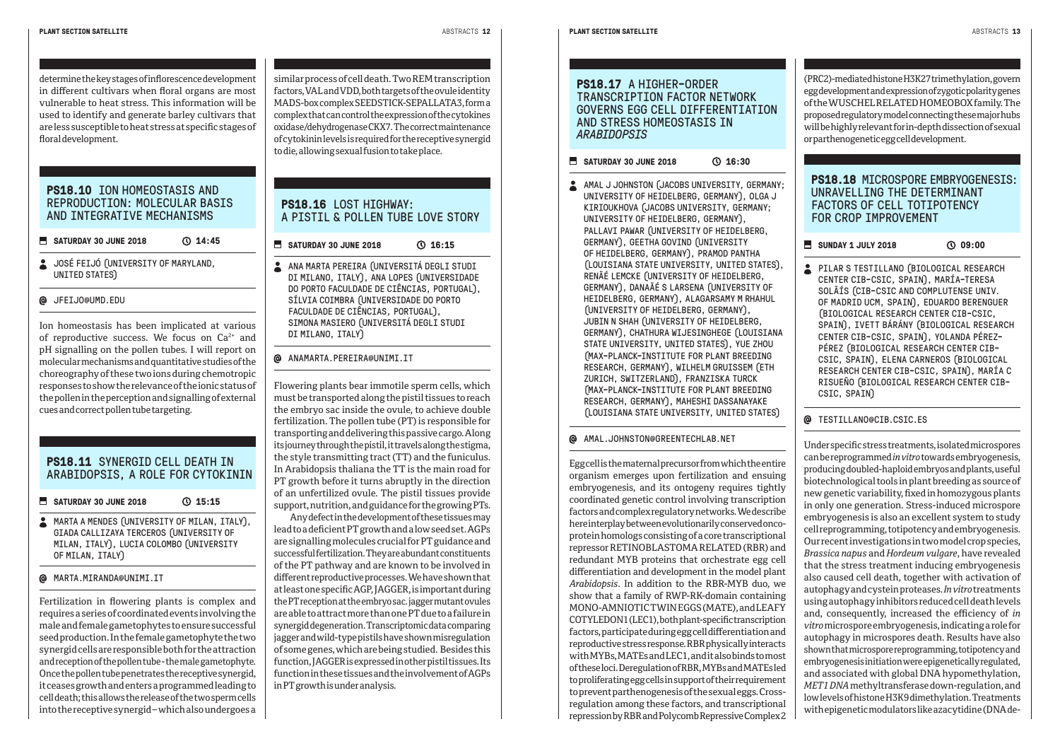determine the key stages of inflorescence development in different cultivars when floral organs are most vulnerable to heat stress. This information will be used to identify and generate barley cultivars that are less susceptible to heat stress at specific stages of floral development.

## PS18.10 ION HOMEOSTASIS AND REPRODUCTION: MOLECULAR BASIS AND INTEGRATIVE MECHANISMS

SATURDAY 30 JUNE 2018 — 14:45

JOSÉ FEIJÓ (UNIVERSITY OF MARYLAND, UNITED STATES)

@ JFEIJO@UMD.EDU

Ion homeostasis has been implicated at various of reproductive success. We focus on $Ca^{2+}$ and pH signalling on the pollen tubes. I will report on molecular mechanisms and quantitative studies of the choreography of these two ions during chemotropic responses to show the relevance of the ionic status of the pollen in the perception and signalling of external cues and correct pollen tube targeting.

## PS18.11 SYNERGID CELL DEATH IN ARABIDOPSIS, A ROLE FOR CYTOKININ

SATURDAY 30 JUNE 2018 — 15:15

MARTA A MENDES (UNIVERSITY OF MILAN, ITALY), GIADA CALLIZAYA TERCEROS (UNIVERSITY OF MILAN, ITALY), LUCIA COLOMBO (UNIVERSITY OF MILAN, ITALY)

@ MARTA.MIRANDA@UNIMI.IT

Fertilization in flowering plants is complex and requires a series of coordinated events involving the male and female gametophytes to ensure successful seed production. In the female gametophyte the two synergid cells are responsible both for the attraction and reception of the pollen tube - the male gametophyte. Once the pollen tube penetrates the receptive synergid, it ceases growth and enters a programmed leading to cell death; this allows the release of the two sperm cells into the receptive synergid – which also undergoes a similar process of cell death. Two REM transcription factors, VAL and VDD, both targets of the ovule identity MADS-box complex SEEDSTICK-SEPALLATA3, form a complex that can control the expression of the cytokines oxidase/dehydrogenase CKX7. The correct maintenance of cytokinin levels is required for the receptive synergid to die, allowing sexual fusion to take place.

## PS18.16 LOST HIGHWAY: A PISTIL & POLLEN TUBE LOVE STORY

SATURDAY 30 JUNE 2018 — 16:15

ANA MARTA PEREIRA (UNIVERSITÁ DEGLI STUDI DI MILANO, ITALY), ANA LOPES (UNIVERSIDADE DO PORTO FACULDADE DE CIÊNCIAS, PORTUGAL), SÍLVIA COIMBRA (UNIVERSIDADE DO PORTO FACULDADE DE CIÊNCIAS, PORTUGAL), SIMONA MASIERO (UNIVERSITÁ DEGLI STUDI DI MILANO, ITALY)

@ ANAMARTA.PEREIRA@UNIMI.IT

Flowering plants bear immotile sperm cells, which must be transported along the pistil tissues to reach the embryo sac inside the ovule, to achieve double fertilization. The pollen tube (PT) is responsible for transporting and delivering this passive cargo. Along its journey through the pistil, it travels along the stigma, the style transmitting tract (TT) and the funiculus. In Arabidopsis thaliana the TT is the main road for PT growth before it turns abruptly in the direction of an unfertilized ovule. The pistil tissues provide support, nutrition, and guidance for the growing PTs.

Any defect in the development of these tissues may lead to a deficient PT growth and a low seed set. AGPs are signalling molecules crucial for PT guidance and successful fertilization. They are abundant constituents of the PT pathway and are known to be involved in different reproductive processes. We have shown that at least one specific AGP, JAGGER, is important during the PT reception at the embryo sac. jagger mutant ovules are able to attract more than one PT due to a failure in synergid degeneration. Transcriptomic data comparing jagger and wild-type pistils have shown misregulation of some genes, which are being studied. Besides this function, JAGGER is expressed in other pistil tissues. Its function in these tissues and the involvement of AGPs in PT growth is under analysis.

## PS18.17 A HIGHER-ORDER TRANSCRIPTION FACTOR NETWORK GOVERNS EGG CELL DIFFERENTIATION AND STRESS HOMEOSTASIS IN *ARABIDOPSIS*

SATURDAY 30 JUNE 2018 — 16:30

AMAL J JOHNSTON (JACOBS UNIVERSITY, GERMANY; UNIVERSITY OF HEIDELBERG, GERMANY), OLGA J KIRIOUKHOVA (JACOBS UNIVERSITY, GERMANY; UNIVERSITY OF HEIDELBERG, GERMANY), PALLAVI PAWAR (UNIVERSITY OF HEIDELBERG, GERMANY), GEETHA GOVIND (UNIVERSITY OF HEIDELBERG, GERMANY), PRAMOD PANTHA (LOUISIANA STATE UNIVERSITY, UNITED STATES), RENÃĒ LEMCKE (UNIVERSITY OF HEIDELBERG, GERMANY), DANAÃĒ S LARSENA (UNIVERSITY OF HEIDELBERG, GERMANY), ALAGARSAMY M RHAHUL (UNIVERSITY OF HEIDELBERG, GERMANY), JUBIN N SHAH (UNIVERSITY OF HEIDELBERG, GERMANY), CHATHURA WIJESINGHEGE (LOUISIANA STATE UNIVERSITY, UNITED STATES), YUE ZHOU (MAX-PLANCK-INSTITUTE FOR PLANT BREEDING RESEARCH, GERMANY), WILHELM GRUISSEM (ETH ZURICH, SWITZERLAND), FRANZISKA TURCK (MAX-PLANCK-INSTITUTE FOR PLANT BREEDING RESEARCH, GERMANY), MAHESHI DASSANAYAKE (LOUISIANA STATE UNIVERSITY, UNITED STATES)

@ AMAL.JOHNSTON@GREENTECHLAB.NET

Egg cell is the maternal precursor from which the entire organism emerges upon fertilization and ensuing embryogenesis, and its ontogeny requires tightly coordinated genetic control involving transcription factors and complex regulatory networks. We describe here interplay between evolutionarily conserved onco-protein homologs consisting of a core transcriptional repressor RETINOBLASTOMA RELATED (RBR) and redundant MYB proteins that orchestrate egg cell differentiation and development in the model plant *Arabidopsis*. In addition to the RBR-MYB duo, we show that a family of RWP-RK-domain containing MONO-AMNIOTIC TWIN EGGS (MATE), and LEAFY COTYLEDON1 (LEC1), both plant-specific transcription factors, participate during egg cell differentiation and reproductive stress response. RBR physically interacts with MYBs, MATEs and LEC1, and it also binds to most of these loci. Deregulation of RBR, MYBs and MATEs led to proliferating egg cells in support of their requirement to prevent parthenogenesis of the sexual eggs. Cross-regulation among these factors, and transcriptional repression by RBR and Polycomb Repressive Complex 2 (PRC2)-mediated histone H3K27 trimethylation, govern egg development and expression of zygotic polarity genes of the WUSCHEL RELATED HOMEOBOX family. The proposed regulatory model connecting these major hubs will be highly relevant for in-depth dissection of sexual or parthenogenetic egg cell development.

## PS18.18 MICROSPORE EMBRYOGENESIS: UNRAVELLING THE DETERMINANT FACTORS OF CELL TOTIPOTENCY FOR CROP IMPROVEMENT

SUNDAY 1 JULY 2018 — 09:00

PILAR S TESTILLANO (BIOLOGICAL RESEARCH CENTER CIB-CSIC, SPAIN), MARÍA-TERESA SOLÃÍS (CIB-CSIC AND COMPLUTENSE UNIV. OF MADRID UCM, SPAIN), EDUARDO BERENGUER (BIOLOGICAL RESEARCH CENTER CIB-CSIC, SPAIN), IVETT BÁRÁNY (BIOLOGICAL RESEARCH CENTER CIB-CSIC, SPAIN), YOLANDA PÉREZ-PÉREZ (BIOLOGICAL RESEARCH CENTER CIB-CSIC, SPAIN), ELENA CARNEROS (BIOLOGICAL RESEARCH CENTER CIB-CSIC, SPAIN), MARÍA C RISUEÑO (BIOLOGICAL RESEARCH CENTER CIB-CSIC, SPAIN)

@ TESTILLANO@CIB.CSIC.ES

Under specific stress treatments, isolated microspores can be reprogrammed *in vitro* towards embryogenesis, producing doubled-haploid embryos and plants, useful biotechnological tools in plant breeding as source of new genetic variability, fixed in homozygous plants in only one generation. Stress-induced microspore embryogenesis is also an excellent system to study cell reprogramming, totipotency and embryogenesis. Our recent investigations in two model crop species, *Brassica napus* and *Hordeum vulgare*, have revealed that the stress treatment inducing embryogenesis also caused cell death, together with activation of autophagy and cystein proteases. *In vitro* treatments using autophagy inhibitors reduced cell death levels and, consequently, increased the efficiency of *in vitro* microspore embryogenesis, indicating a role for autophagy in microspores death. Results have also shown that microspore reprogramming, totipotency and embryogenesis initiation were epigenetically regulated, and associated with global DNA hypomethylation, *MET1 DNA* methyltransferase down-regulation, and low levels of histone H3K9 dimethylation. Treatments with epigenetic modulators like azacytidine (DNA de-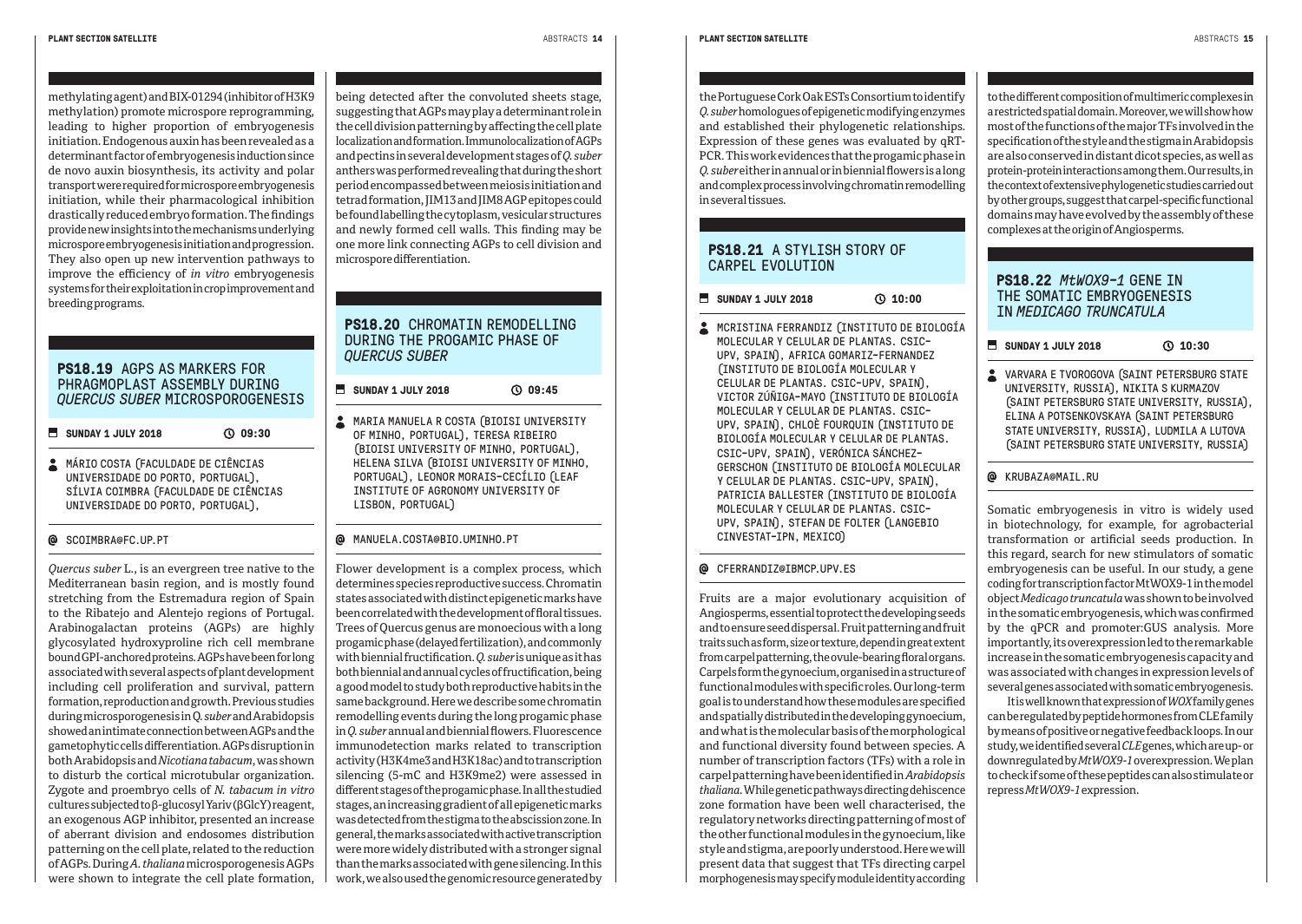methylating agent) and BIX-01294 (inhibitor of H3K9 methylation) promote microspore reprogramming, leading to higher proportion of embryogenesis initiation. Endogenous auxin has been revealed as a determinant factor of embryogenesis induction since de novo auxin biosynthesis, its activity and polar transport were required for microspore embryogenesis initiation, while their pharmacological inhibition drastically reduced embryo formation. The findings provide new insights into the mechanisms underlying microspore embryogenesis initiation and progression. They also open up new intervention pathways to improve the efficiency of *in vitro* embryogenesis systems for their exploitation in crop improvement and breeding programs.

## PS18.19 AGPS AS MARKERS FOR PHRAGMOPLAST ASSEMBLY DURING *QUERCUS SUBER* MICROSPOROGENESIS

**SUNDAY 1 JULY 2018** 09:30

MÁRIO COSTA (FACULDADE DE CIÊNCIAS UNIVERSIDADE DO PORTO, PORTUGAL), SÍLVIA COIMBRA (FACULDADE DE CIÊNCIAS UNIVERSIDADE DO PORTO, PORTUGAL),

@ SCOIMBRA@FC.UP.PT

*Quercus suber* L., is an evergreen tree native to the Mediterranean basin region, and is mostly found stretching from the Estremadura region of Spain to the Ribatejo and Alentejo regions of Portugal. Arabinogalactan proteins (AGPs) are highly glycosylated hydroxyproline rich cell membrane bound GPI-anchored proteins. AGPs have been for long associated with several aspects of plant development including cell proliferation and survival, pattern formation, reproduction and growth. Previous studies during microsporogenesis in *Q. suber* and Arabidopsis showed an intimate connection between AGPs and the gametophytic cells differentiation. AGPs disruption in both Arabidopsis and *Nicotiana tabacum*, was shown to disturb the cortical microtubular organization. Zygote and proembryo cells of *N. tabacum in vitro* cultures subjected to β-glucosyl Yariv (βGlcY) reagent, an exogenous AGP inhibitor, presented an increase of aberrant division and endosomes distribution patterning on the cell plate, related to the reduction of AGPs. During *A. thaliana* microsporogenesis AGPs were shown to integrate the cell plate formation, being detected after the convoluted sheets stage, suggesting that AGPs may play a determinant role in the cell division patterning by affecting the cell plate localization and formation. Immunolocalization of AGPs and pectins in several development stages of *Q. suber* anthers was performed revealing that during the short period encompassed between meiosis initiation and tetrad formation, JIM13 and JIM8 AGP epitopes could be found labelling the cytoplasm, vesicular structures and newly formed cell walls. This finding may be one more link connecting AGPs to cell division and microspore differentiation.

## PS18.20 CHROMATIN REMODELLING DURING THE PROGAMIC PHASE OF *QUERCUS SUBER*

**SUNDAY 1 JULY 2018** 09:45

MARIA MANUELA R COSTA (BIOISI UNIVERSITY OF MINHO, PORTUGAL), TERESA RIBEIRO (BIOISI UNIVERSITY OF MINHO, PORTUGAL), HELENA SILVA (BIOISI UNIVERSITY OF MINHO, PORTUGAL), LEONOR MORAIS-CECÍLIO (LEAF INSTITUTE OF AGRONOMY UNIVERSITY OF LISBON, PORTUGAL)

@ MANUELA.COSTA@BIO.UMINHO.PT

Flower development is a complex process, which determines species reproductive success. Chromatin states associated with distinct epigenetic marks have been correlated with the development of floral tissues. Trees of Quercus genus are monoecious with a long progamic phase (delayed fertilization), and commonly with biennial fructification. *Q. suber* is unique as it has both biennial and annual cycles of fructification, being a good model to study both reproductive habits in the same background. Here we describe some chromatin remodelling events during the long progamic phase in *Q. suber* annual and biennial flowers. Fluorescence immunodetection marks related to transcription activity (H3K4me3 and H3K18ac) and to transcription silencing (5-mC and H3K9me2) were assessed in different stages of the progamic phase. In all the studied stages, an increasing gradient of all epigenetic marks was detected from the stigma to the abscission zone. In general, the marks associated with active transcription were more widely distributed with a stronger signal than the marks associated with gene silencing. In this work, we also used the genomic resource generated by the Portuguese Cork Oak ESTs Consortium to identify *Q. suber* homologues of epigenetic modifying enzymes and established their phylogenetic relationships. Expression of these genes was evaluated by qRT-PCR. This work evidences that the progamic phase in *Q. suber* either in annual or in biennial flowers is a long and complex process involving chromatin remodelling in several tissues.

## PS18.21 A STYLISH STORY OF CARPEL EVOLUTION

**SUNDAY 1 JULY 2018** 10:00

MCRISTINA FERRANDIZ (INSTITUTO DE BIOLOGÍA MOLECULAR Y CELULAR DE PLANTAS. CSIC-UPV, SPAIN), AFRICA GOMARIZ-FERNANDEZ (INSTITUTO DE BIOLOGÍA MOLECULAR Y CELULAR DE PLANTAS. CSIC-UPV, SPAIN), VICTOR ZÚÑIGA-MAYO (INSTITUTO DE BIOLOGÍA MOLECULAR Y CELULAR DE PLANTAS. CSIC-UPV, SPAIN), CHLOÈ FOURQUIN (INSTITUTO DE BIOLOGÍA MOLECULAR Y CELULAR DE PLANTAS. CSIC-UPV, SPAIN), VERÓNICA SÁNCHEZ-GERSCHON (INSTITUTO DE BIOLOGÍA MOLECULAR Y CELULAR DE PLANTAS. CSIC-UPV, SPAIN), PATRICIA BALLESTER (INSTITUTO DE BIOLOGÍA MOLECULAR Y CELULAR DE PLANTAS. CSIC-UPV, SPAIN), STEFAN DE FOLTER (LANGEBIO CINVESTAT-IPN, MEXICO)

@ CFERRANDIZ@IBMCP.UPV.ES

Fruits are a major evolutionary acquisition of Angiosperms, essential to protect the developing seeds and to ensure seed dispersal. Fruit patterning and fruit traits such as form, size or texture, depend in great extent from carpel patterning, the ovule-bearing floral organs. Carpels form the gynoecium, organised in a structure of functional modules with specific roles. Our long-term goal is to understand how these modules are specified and spatially distributed in the developing gynoecium, and what is the molecular basis of the morphological and functional diversity found between species. A number of transcription factors (TFs) with a role in carpel patterning have been identified in *Arabidopsis thaliana*. While genetic pathways directing dehiscence zone formation have been well characterised, the regulatory networks directing patterning of most of the other functional modules in the gynoecium, like style and stigma, are poorly understood. Here we will present data that suggest that TFs directing carpel morphogenesis may specify module identity according to the different composition of multimeric complexes in a restricted spatial domain. Moreover, we will show how most of the functions of the major TFs involved in the specification of the style and the stigma in Arabidopsis are also conserved in distant dicot species, as well as protein-protein interactions among them. Our results, in the context of extensive phylogenetic studies carried out by other groups, suggest that carpel-specific functional domains may have evolved by the assembly of these complexes at the origin of Angiosperms.

## PS18.22 *MtWOX9-1* GENE IN THE SOMATIC EMBRYOGENESIS IN *MEDICAGO TRUNCATULA*

**SUNDAY 1 JULY 2018** 10:30

VARVARA E TVOROGOVA (SAINT PETERSBURG STATE UNIVERSITY, RUSSIA), NIKITA S KURMAZOV (SAINT PETERSBURG STATE UNIVERSITY, RUSSIA), ELINA A POTSENKOVSKAYA (SAINT PETERSBURG STATE UNIVERSITY, RUSSIA), LUDMILA A LUTOVA (SAINT PETERSBURG STATE UNIVERSITY, RUSSIA)

@ KRUBAZA@MAIL.RU

Somatic embryogenesis in vitro is widely used in biotechnology, for example, for agrobacterial transformation or artificial seeds production. In this regard, search for new stimulators of somatic embryogenesis can be useful. In our study, a gene coding for transcription factor MtWOX9-1 in the model object *Medicago truncatula* was shown to be involved in the somatic embryogenesis, which was confirmed by the qPCR and promoter:GUS analysis. More importantly, its overexpression led to the remarkable increase in the somatic embryogenesis capacity and was associated with changes in expression levels of several genes associated with somatic embryogenesis.

It is well known that expression of *WOX* family genes can be regulated by peptide hormones from CLE family by means of positive or negative feedback loops. In our study, we identified several *CLE* genes, which are up- or downregulated by *MtWOX9-1* overexpression. We plan to check if some of these peptides can also stimulate or repress *MtWOX9-1* expression.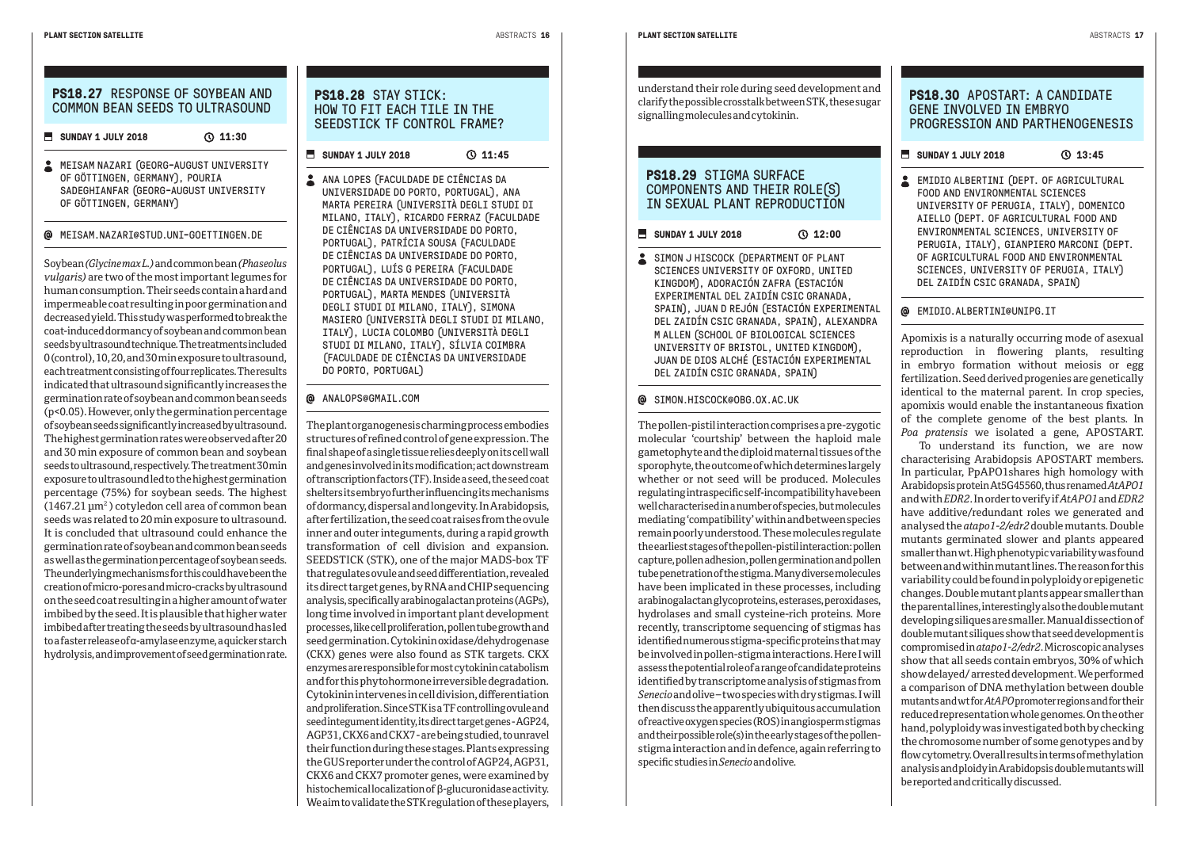## PS18.27 RESPONSE OF SOYBEAN AND COMMON BEAN SEEDS TO ULTRASOUND

SUNDAY 1 JULY 2018 — 11:30

MEISAM NAZARI (GEORG-AUGUST UNIVERSITY OF GÖTTINGEN, GERMANY), POURIA SADEGHIANFAR (GEORG-AUGUST UNIVERSITY OF GÖTTINGEN, GERMANY)

@ MEISAM.NAZARI@STUD.UNI-GOETTINGEN.DE

Soybean *(Glycine max L.)* and common bean *(Phaseolus vulgaris)* are two of the most important legumes for human consumption. Their seeds contain a hard and impermeable coat resulting in poor germination and decreased yield. This study was performed to break the coat-induced dormancy of soybean and common bean seeds by ultrasound technique. The treatments included 0 (control), 10, 20, and 30 min exposure to ultrasound, each treatment consisting of four replicates. The results indicated that ultrasound significantly increases the germination rate of soybean and common bean seeds ($p<0.05$). However, only the germination percentage of soybean seeds significantly increased by ultrasound. The highest germination rates were observed after 20 and 30 min exposure of common bean and soybean seeds to ultrasound, respectively. The treatment 30 min exposure to ultrasound led to the highest germination percentage (75%) for soybean seeds. The highest (1467.21 $\mu m^2$) cotyledon cell area of common bean seeds was related to 20 min exposure to ultrasound. It is concluded that ultrasound could enhance the germination rate of soybean and common bean seeds as well as the germination percentage of soybean seeds. The underlying mechanisms for this could have been the creation of micro-pores and micro-cracks by ultrasound on the seed coat resulting in a higher amount of water imbibed by the seed. It is plausible that higher water imbibed after treating the seeds by ultrasound has led to a faster release of α-amylase enzyme, a quicker starch hydrolysis, and improvement of seed germination rate.

## PS18.28 STAY STICK: HOW TO FIT EACH TILE IN THE SEEDSTICK TF CONTROL FRAME?

SUNDAY 1 JULY 2018 — 11:45

ANA LOPES (FACULDADE DE CIÊNCIAS DA UNIVERSIDADE DO PORTO, PORTUGAL), ANA MARTA PEREIRA (UNIVERSITÀ DEGLI STUDI DI MILANO, ITALY), RICARDO FERRAZ (FACULDADE DE CIÊNCIAS DA UNIVERSIDADE DO PORTO, PORTUGAL), PATRÍCIA SOUSA (FACULDADE DE CIÊNCIAS DA UNIVERSIDADE DO PORTO, PORTUGAL), LUÍS G PEREIRA (FACULDADE DE CIÊNCIAS DA UNIVERSIDADE DO PORTO, PORTUGAL), MARTA MENDES (UNIVERSITÀ DEGLI STUDI DI MILANO, ITALY), SIMONA MASIERO (UNIVERSITÀ DEGLI STUDI DI MILANO, ITALY), LUCIA COLOMBO (UNIVERSITÀ DEGLI STUDI DI MILANO, ITALY), SÍLVIA COIMBRA (FACULDADE DE CIÊNCIAS DA UNIVERSIDADE DO PORTO, PORTUGAL)

@ ANALOPS@GMAIL.COM

The plant organogenesis charming process embodies structures of refined control of gene expression. The final shape of a single tissue relies deeply on its cell wall and genes involved in its modification; act downstream of transcription factors (TF). Inside a seed, the seed coat shelters its embryo further influencing its mechanisms of dormancy, dispersal and longevity. In Arabidopsis, after fertilization, the seed coat raises from the ovule inner and outer integuments, during a rapid growth transformation of cell division and expansion. SEEDSTICK (STK), one of the major MADS-box TF that regulates ovule and seed differentiation, revealed its direct target genes, by RNA and CHIP sequencing analysis, specifically arabinogalactan proteins (AGPs), long time involved in important plant development processes, like cell proliferation, pollen tube growth and seed germination. Cytokinin oxidase/dehydrogenase (CKX) genes were also found as STK targets. CKX enzymes are responsible for most cytokinin catabolism and for this phytohormone irreversible degradation. Cytokinin intervenes in cell division, differentiation and proliferation. Since STK is a TF controlling ovule and seed integument identity, its direct target genes - AGP24, AGP31, CKX6 and CKX7 - are being studied, to unravel their function during these stages. Plants expressing the GUS reporter under the control of AGP24, AGP31, CKX6 and CKX7 promoter genes, were examined by histochemical localization of β-glucuronidase activity. We aim to validate the STK regulation of these players, understand their role during seed development and clarify the possible crosstalk between STK, these sugar signalling molecules and cytokinin.

## PS18.29 STIGMA SURFACE COMPONENTS AND THEIR ROLE(S) IN SEXUAL PLANT REPRODUCTION

SUNDAY 1 JULY 2018 — 12:00

SIMON J HISCOCK (DEPARTMENT OF PLANT SCIENCES UNIVERSITY OF OXFORD, UNITED KINGDOM), ADORACIÓN ZAFRA (ESTACIÓN EXPERIMENTAL DEL ZAIDÍN CSIC GRANADA, SPAIN), JUAN D REJÓN (ESTACIÓN EXPERIMENTAL DEL ZAIDÍN CSIC GRANADA, SPAIN), ALEXANDRA M ALLEN (SCHOOL OF BIOLOGICAL SCIENCES UNIVERSITY OF BRISTOL, UNITED KINGDOM), JUAN DE DIOS ALCHÉ (ESTACIÓN EXPERIMENTAL DEL ZAIDÍN CSIC GRANADA, SPAIN)

@ SIMON.HISCOCK@OBG.OX.AC.UK

The pollen-pistil interaction comprises a pre-zygotic molecular 'courtship' between the haploid male gametophyte and the diploid maternal tissues of the sporophyte, the outcome of which determines largely whether or not seed will be produced. Molecules regulating intraspecific self-incompatibility have been well characterised in a number of species, but molecules mediating 'compatibility' within and between species remain poorly understood. These molecules regulate the earliest stages of the pollen-pistil interaction: pollen capture, pollen adhesion, pollen germination and pollen tube penetration of the stigma. Many diverse molecules have been implicated in these processes, including arabinogalactan glycoproteins, esterases, peroxidases, hydrolases and small cysteine-rich proteins. More recently, transcriptome sequencing of stigmas has identified numerous stigma-specific proteins that may be involved in pollen-stigma interactions. Here I will assess the potential role of a range of candidate proteins identified by transcriptome analysis of stigmas from *Senecio* and olive – two species with dry stigmas. I will then discuss the apparently ubiquitous accumulation of reactive oxygen species (ROS) in angiosperm stigmas and their possible role(s) in the early stages of the pollen-stigma interaction and in defence, again referring to specific studies in *Senecio* and olive.

## PS18.30 APOSTART: A CANDIDATE GENE INVOLVED IN EMBRYO PROGRESSION AND PARTHENOGENESIS

SUNDAY 1 JULY 2018 — 13:45

EMIDIO ALBERTINI (DEPT. OF AGRICULTURAL FOOD AND ENVIRONMENTAL SCIENCES UNIVERSITY OF PERUGIA, ITALY), DOMENICO AIELLO (DEPT. OF AGRICULTURAL FOOD AND ENVIRONMENTAL SCIENCES, UNIVERSITY OF PERUGIA, ITALY), GIANPIERO MARCONI (DEPT. OF AGRICULTURAL FOOD AND ENVIRONMENTAL SCIENCES, UNIVERSITY OF PERUGIA, ITALY) DEL ZAIDÍN CSIC GRANADA, SPAIN)

@ EMIDIO.ALBERTINI@UNIPG.IT

Apomixis is a naturally occurring mode of asexual reproduction in flowering plants, resulting in embryo formation without meiosis or egg fertilization. Seed derived progenies are genetically identical to the maternal parent. In crop species, apomixis would enable the instantaneous fixation of the complete genome of the best plants. In *Poa pratensis* we isolated a gene, APOSTART.

To understand its function, we are now characterising Arabidopsis APOSTART members. In particular, PpAPO1 shares high homology with Arabidopsis protein At5G45560, thus renamed *AtAPO1* and with *EDR2*. In order to verify if *AtAPO1* and *EDR2* have additive/redundant roles we generated and analysed the *atapo1-2/edr2* double mutants. Double mutants germinated slower and plants appeared smaller than wt. High phenotypic variability was found between and within mutant lines. The reason for this variability could be found in polyploidy or epigenetic changes. Double mutant plants appear smaller than the parental lines, interestingly also the double mutant developing siliques are smaller. Manual dissection of double mutant siliques show that seed development is compromised in *atapo1-2/edr2*. Microscopic analyses show that all seeds contain embryos, 30% of which show delayed/ arrested development. We performed a comparison of DNA methylation between double mutants and wt for *AtAPO* promoter regions and for their reduced representation whole genomes. On the other hand, polyploidy was investigated both by checking the chromosome number of some genotypes and by flow cytometry. Overall results in terms of methylation analysis and ploidy in Arabidopsis double mutants will be reported and critically discussed.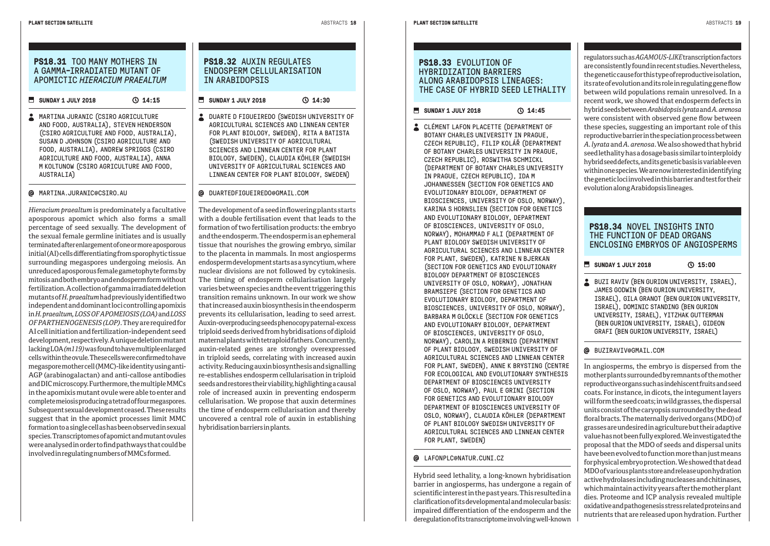## PS18.31 TOO MANY MOTHERS IN A GAMMA-IRRADIATED MUTANT OF APOMICTIC *HIERACIUM PRAEALTUM*

**SUNDAY 1 JULY 2018** **14:15**

MARTINA JURANIC (CSIRO AGRICULTURE AND FOOD, AUSTRALIA), STEVEN HENDERSON (CSIRO AGRICULTURE AND FOOD, AUSTRALIA), SUSAN D JOHNSON (CSIRO AGRICULTURE AND FOOD, AUSTRALIA), ANDREW SPRIGGS (CSIRO AGRICULTURE AND FOOD, AUSTRALIA), ANNA M KOLTUNOW (CSIRO AGRICULTURE AND FOOD, AUSTRALIA)

@ MARTINA.JURANIC@CSIRO.AU

*Hieracium praealtum* is predominately a facultative aposporous apomict which also forms a small percentage of seed sexually. The development of the sexual female germline initiates and is usually terminated after enlargement of one or more aposporous initial (AI) cells differentiating from sporophytic tissue surrounding megaspores undergoing meiosis. An unreduced aposporous female gametophyte forms by mitosis and both embryo and endosperm form without fertilization. A collection of gamma irradiated deletion mutants of *H. praealtum* had previously identified two independent and dominant loci controlling apomixis in *H. praealtum, LOSS OF APOMEIOSIS (LOA)* and *LOSS OF PARTHENOGENESIS (LOP)*. They are required for AI cell initiation and fertilization-independent seed development, respectively. A unique deletion mutant lacking LOA *(m119)* was found to have multiple enlarged cells within the ovule. These cells were confirmed to have megaspore mother cell (MMC)-like identity using anti-AGP (arabinogalactan) and anti-callose antibodies and DIC microscopy. Furthermore, the multiple MMCs in the apomixis mutant ovule were able to enter and complete meiosis producing a tetrad of four megaspores. Subsequent sexual development ceased. These results suggest that in the apomict processes limit MMC formation to a single cell as has been observed in sexual species. Transcriptomes of apomict and mutant ovules were analysed in order to find pathways that could be involved in regulating numbers of MMCs formed.

## PS18.32 AUXIN REGULATES ENDOSPERM CELLULARISATION IN ARABIDOPSIS

**SUNDAY 1 JULY 2018** **14:30**

DUARTE D FIGUEIREDO (SWEDISH UNIVERSITY OF AGRICULTURAL SCIENCES AND LINNEAN CENTER FOR PLANT BIOLOGY, SWEDEN), RITA A BATISTA (SWEDISH UNIVERSITY OF AGRICULTURAL SCIENCES AND LINNEAN CENTER FOR PLANT BIOLOGY, SWEDEN), CLAUDIA KÖHLER (SWEDISH UNIVERSITY OF AGRICULTURAL SCIENCES AND LINNEAN CENTER FOR PLANT BIOLOGY, SWEDEN)

@ DUARTEDFIGUEIREDO@GMAIL.COM

The development of a seed in flowering plants starts with a double fertilisation event that leads to the formation of two fertilisation products: the embryo and the endosperm. The endosperm is an ephemeral tissue that nourishes the growing embryo, similar to the placenta in mammals. In most angiosperms endosperm development starts as a syncytium, where nuclear divisions are not followed by cytokinesis. The timing of endosperm cellularisation largely varies between species and the event triggering this transition remains unknown. In our work we show that increased auxin biosynthesis in the endosperm prevents its cellularisation, leading to seed arrest. Auxin-overproducing seeds phenocopy paternal-excess triploid seeds derived from hybridisations of diploid maternal plants with tetraploid fathers. Concurrently, auxin-related genes are strongly overexpressed in triploid seeds, correlating with increased auxin activity. Reducing auxin biosynthesis and signalling re-establishes endosperm cellularisation in triploid seeds and restores their viability, highlighting a causal role of increased auxin in preventing endosperm cellularisation. We propose that auxin determines the time of endosperm cellularisation and thereby uncovered a central role of auxin in establishing hybridisation barriers in plants.

## PS18.33 EVOLUTION OF HYBRIDIZATION BARRIERS ALONG ARABIDOPSIS LINEAGES: THE CASE OF HYBRID SEED LETHALITY

**SUNDAY 1 JULY 2018** **14:45**

CLÉMENT LAFON PLACETTE (DEPARTMENT OF BOTANY CHARLES UNIVERSITY IN PRAGUE, CZECH REPUBLIC), FILIP KOLÁŘ (DEPARTMENT OF BOTANY CHARLES UNIVERSITY IN PRAGUE, CZECH REPUBLIC), ROSWITHA SCHMICKL (DEPARTMENT OF BOTANY CHARLES UNIVERSITY IN PRAGUE, CZECH REPUBLIC), IDA M JOHANNESSEN (SECTION FOR GENETICS AND EVOLUTIONARY BIOLOGY, DEPARTMENT OF BIOSCIENCES, UNIVERSITY OF OSLO, NORWAY), KARINA S HORNSLIEN (SECTION FOR GENETICS AND EVOLUTIONARY BIOLOGY, DEPARTMENT OF BIOSCIENCES, UNIVERSITY OF OSLO, NORWAY), MOHAMMAD F ALI (DEPARTMENT OF PLANT BIOLOGY SWEDISH UNIVERSITY OF AGRICULTURAL SCIENCES AND LINNEAN CENTER FOR PLANT, SWEDEN), KATRINE N BJERKAN (SECTION FOR GENETICS AND EVOLUTIONARY BIOLOGY DEPARTMENT OF BIOSCIENCES UNIVERSITY OF OSLO, NORWAY), JONATHAN BRAMSIEPE (SECTION FOR GENETICS AND EVOLUTIONARY BIOLOGY, DEPARTMENT OF BIOSCIENCES, UNIVERSITY OF OSLO, NORWAY), BARBARA M GLÖCKLE (SECTION FOR GENETICS AND EVOLUTIONARY BIOLOGY, DEPARTMENT OF BIOSCIENCES, UNIVERSITY OF OSLO, NORWAY), CAROLIN A REBERNIG (DEPARTMENT OF PLANT BIOLOGY, SWEDISH UNIVERSITY OF AGRICULTURAL SCIENCES AND LINNEAN CENTER FOR PLANT, SWEDEN), ANNE K BRYSTING (CENTRE FOR ECOLOGICAL AND EVOLUTIONARY SYNTHESIS DEPARTMENT OF BIOSCIENCES UNIVERSITY OF OSLO, NORWAY), PAUL E GRINI (SECTION FOR GENETICS AND EVOLUTIONARY BIOLOGY DEPARTMENT OF BIOSCIENCES UNIVERSITY OF OSLO, NORWAY), CLAUDIA KÖHLER (DEPARTMENT OF PLANT BIOLOGY SWEDISH UNIVERSITY OF AGRICULTURAL SCIENCES AND LINNEAN CENTER FOR PLANT, SWEDEN)

@ LAFONPLC@NATUR.CUNI.CZ

Hybrid seed lethality, a long-known hybridisation barrier in angiosperms, has undergone a regain of scientific interest in the past years. This resulted in a clarification of its developmental and molecular basis: impaired differentiation of the endosperm and the deregulation of its transcriptome involving well-known regulators such as *AGAMOUS-LIKE* transcription factors are consistently found in recent studies. Nevertheless, the genetic cause for this type of reproductive isolation, its rate of evolution and its role in regulating gene flow between wild populations remain unresolved. In a recent work, we showed that endosperm defects in hybrid seeds between *Arabidopsis lyrata* and *A. arenosa* were consistent with observed gene flow between these species, suggesting an important role of this reproductive barrier in the speciation process between *A. lyrata* and *A. arenosa*. We also showed that hybrid seed lethality has a dosage basis similar to interploidy hybrid seed defects, and its genetic basis is variable even within one species. We are now interested in identifying the genetic loci involved in this barrier and test for their evolution along Arabidopsis lineages.

## PS18.34 NOVEL INSIGHTS INTO THE FUNCTION OF DEAD ORGANS ENCLOSING EMBRYOS OF ANGIOSPERMS

**SUNDAY 1 JULY 2018** **15:00**

BUZI RAVIV (BEN GURION UNIVERSITY, ISRAEL), JAMES GODWIN (BEN GURION UNIVERSITY, ISRAEL), GILA GRANOT (BEN GURION UNIVERSITY, ISRAEL), DOMINIC STANDING (BEN GURION UNIVERSITY, ISRAEL), YITZHAK GUTTERMAN (BEN GURION UNIVERSITY, ISRAEL), GIDEON GRAFI (BEN GURION UNIVERSITY, ISRAEL)

@ BUZIRAVIV@GMAIL.COM

In angiosperms, the embryo is dispersed from the mother plants surrounded by remnants of the mother reproductive organs such as indehiscent fruits and seed coats. For instance, in dicots, the integument layers will form the seed coats; in wild grasses, the dispersal units consist of the caryopsis surrounded by the dead floral bracts. The maternally derived organs (MDO) of grasses are undesired in agriculture but their adaptive value has not been fully explored. We investigated the proposal that the MDO of seeds and dispersal units have been evolved to function more than just means for physical embryo protection. We showed that dead MDO of various plants store and release upon hydration active hydrolases including nucleases and chitinases, which maintain activity years after the mother plant dies. Proteome and ICP analysis revealed multiple oxidative and pathogenesis stress related proteins and nutrients that are released upon hydration. Further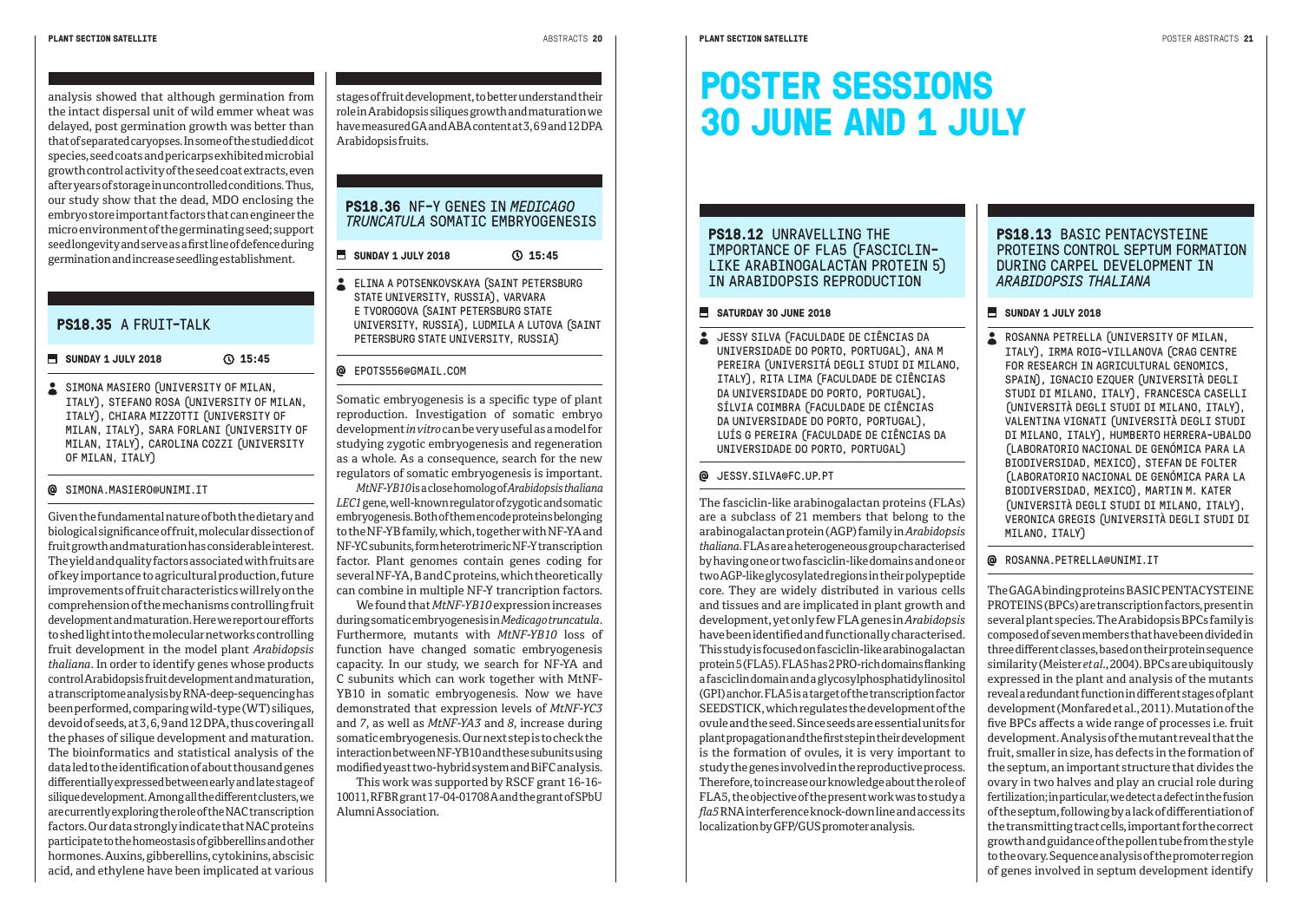analysis showed that although germination from the intact dispersal unit of wild emmer wheat was delayed, post germination growth was better than that of separated caryopses. In some of the studied dicot species, seed coats and pericarps exhibited microbial growth control activity of the seed coat extracts, even after years of storage in uncontrolled conditions. Thus, our study show that the dead, MDO enclosing the embryo store important factors that can engineer the micro environment of the germinating seed; support seed longevity and serve as a first line of defence during germination and increase seedling establishment.

## PS18.35 A FRUIT-TALK

**SUNDAY 1 JULY 2018** 15:45

SIMONA MASIERO (UNIVERSITY OF MILAN, ITALY), STEFANO ROSA (UNIVERSITY OF MILAN, ITALY), CHIARA MIZZOTTI (UNIVERSITY OF MILAN, ITALY), SARA FORLANI (UNIVERSITY OF MILAN, ITALY), CAROLINA COZZI (UNIVERSITY OF MILAN, ITALY)

@ SIMONA.MASIERO@UNIMI.IT

Given the fundamental nature of both the dietary and biological significance of fruit, molecular dissection of fruit growth and maturation has considerable interest. The yield and quality factors associated with fruits are of key importance to agricultural production, future improvements of fruit characteristics will rely on the comprehension of the mechanisms controlling fruit development and maturation. Here we report our efforts to shed light into the molecular networks controlling fruit development in the model plant *Arabidopsis thaliana*. In order to identify genes whose products control Arabidopsis fruit development and maturation, a transcriptome analysis by RNA-deep-sequencing has been performed, comparing wild-type (WT) siliques, devoid of seeds, at 3, 6, 9 and 12 DPA, thus covering all the phases of silique development and maturation. The bioinformatics and statistical analysis of the data led to the identification of about thousand genes differentially expressed between early and late stage of silique development. Among all the different clusters, we are currently exploring the role of the NAC transcription factors. Our data strongly indicate that NAC proteins participate to the homeostasis of gibberellins and other hormones. Auxins, gibberellins, cytokinins, abscisic acid, and ethylene have been implicated at various stages of fruit development, to better understand their role in Arabidopsis siliques growth and maturation we have measured GA and ABA content at 3, 6 9 and 12 DPA Arabidopsis fruits.

## PS18.36 NF-Y GENES IN *MEDICAGO TRUNCATULA* SOMATIC EMBRYOGENESIS

**SUNDAY 1 JULY 2018** 15:45

ELINA A POTSENKOVSKAYA (SAINT PETERSBURG STATE UNIVERSITY, RUSSIA), VARVARA E TVOROGOVA (SAINT PETERSBURG STATE UNIVERSITY, RUSSIA), LUDMILA A LUTOVA (SAINT PETERSBURG STATE UNIVERSITY, RUSSIA)

@ EPOTS556@GMAIL.COM

Somatic embryogenesis is a specific type of plant reproduction. Investigation of somatic embryo development *in vitro* can be very useful as a model for studying zygotic embryogenesis and regeneration as a whole. As a consequence, search for the new regulators of somatic embryogenesis is important.

*MtNF-YB10* is a close homolog of *Arabidopsis thaliana LEC1* gene, well-known regulator of zygotic and somatic embryogenesis. Both of them encode proteins belonging to the NF-YB family, which, together with NF-YA and NF-YC subunits, form heterotrimeric NF-Y transcription factor. Plant genomes contain genes coding for several NF-YA, B and C proteins, which theoretically can combine in multiple NF-Y trancription factors.

We found that *MtNF-YB10* expression increases during somatic embryogenesis in *Medicago truncatula*. Furthermore, mutants with *MtNF-YB10* loss of function have changed somatic embryogenesis capacity. In our study, we search for NF-YA and C subunits which can work together with MtNF-YB10 in somatic embryogenesis. Now we have demonstrated that expression levels of *MtNF-YC3* and *7*, as well as *MtNF-YA3* and *8*, increase during somatic embryogenesis. Our next step is to check the interaction between NF-YB10 and these subunits using modified yeast two-hybrid system and BiFC analysis.

This work was supported by RSCF grant 16-16-10011, RFBR grant 17-04-01708A and the grant of SPbU Alumni Association.

# POSTER SESSIONS 30 JUNE AND 1 JULY

## PS18.12 UNRAVELLING THE IMPORTANCE OF FLA5 (FASCICLIN-LIKE ARABINOGALACTAN PROTEIN 5) IN ARABIDOPSIS REPRODUCTION

**SATURDAY 30 JUNE 2018**

JESSY SILVA (FACULDADE DE CIÊNCIAS DA UNIVERSIDADE DO PORTO, PORTUGAL), ANA M PEREIRA (UNIVERSITÁ DEGLI STUDI DI MILANO, ITALY), RITA LIMA (FACULDADE DE CIÊNCIAS DA UNIVERSIDADE DO PORTO, PORTUGAL), SÍLVIA COIMBRA (FACULDADE DE CIÊNCIAS DA UNIVERSIDADE DO PORTO, PORTUGAL), LUÍS G PEREIRA (FACULDADE DE CIÊNCIAS DA UNIVERSIDADE DO PORTO, PORTUGAL)

@ JESSY.SILVA@FC.UP.PT

The fasciclin-like arabinogalactan proteins (FLAs) are a subclass of 21 members that belong to the arabinogalactan protein (AGP) family in *Arabidopsis thaliana*. FLAs are a heterogeneous group characterised by having one or two fasciclin-like domains and one or two AGP-like glycosylated regions in their polypeptide core. They are widely distributed in various cells and tissues and are implicated in plant growth and development, yet only few FLA genes in *Arabidopsis* have been identified and functionally characterised. This study is focused on fasciclin-like arabinogalactan protein 5 (FLA5). FLA5 has 2 PRO-rich domains flanking a fasciclin domain and a glycosylphosphatidylinositol (GPI) anchor. FLA5 is a target of the transcription factor SEEDSTICK, which regulates the development of the ovule and the seed. Since seeds are essential units for plant propagation and the first step in their development is the formation of ovules, it is very important to study the genes involved in the reproductive process. Therefore, to increase our knowledge about the role of FLA5, the objective of the present work was to study a *fla5* RNA interference knock-down line and access its localization by GFP/GUS promoter analysis.

## PS18.13 BASIC PENTACYSTEINE PROTEINS CONTROL SEPTUM FORMATION DURING CARPEL DEVELOPMENT IN *ARABIDOPSIS THALIANA*

**SUNDAY 1 JULY 2018**

ROSANNA PETRELLA (UNIVERSITY OF MILAN, ITALY), IRMA ROIG-VILLANOVA (CRAG CENTRE FOR RESEARCH IN AGRICULTURAL GENOMICS, SPAIN), IGNACIO EZQUER (UNIVERSITÀ DEGLI STUDI DI MILANO, ITALY), FRANCESCA CASELLI (UNIVERSITÀ DEGLI STUDI DI MILANO, ITALY), VALENTINA VIGNATI (UNIVERSITÀ DEGLI STUDI DI MILANO, ITALY), HUMBERTO HERRERA-UBALDO (LABORATORIO NACIONAL DE GENÓMICA PARA LA BIODIVERSIDAD, MEXICO), STEFAN DE FOLTER (LABORATORIO NACIONAL DE GENÓMICA PARA LA BIODIVERSIDAD, MEXICO), MARTIN M. KATER (UNIVERSITÀ DEGLI STUDI DI MILANO, ITALY), VERONICA GREGIS (UNIVERSITÀ DEGLI STUDI DI MILANO, ITALY)

@ ROSANNA.PETRELLA@UNIMI.IT

The GAGA binding proteins BASIC PENTACYSTEINE PROTEINS (BPCs) are transcription factors, present in several plant species. The Arabidopsis BPCs family is composed of seven members that have been divided in three different classes, based on their protein sequence similarity (Meister *et al.*, 2004). BPCs are ubiquitously expressed in the plant and analysis of the mutants reveal a redundant function in different stages of plant development (Monfared et al., 2011). Mutation of the five BPCs affects a wide range of processes i.e. fruit development. Analysis of the mutant reveal that the fruit, smaller in size, has defects in the formation of the septum, an important structure that divides the ovary in two halves and play an crucial role during fertilization; in particular, we detect a defect in the fusion of the septum, following by a lack of differentiation of the transmitting tract cells, important for the correct growth and guidance of the pollen tube from the style to the ovary. Sequence analysis of the promoter region of genes involved in septum development identify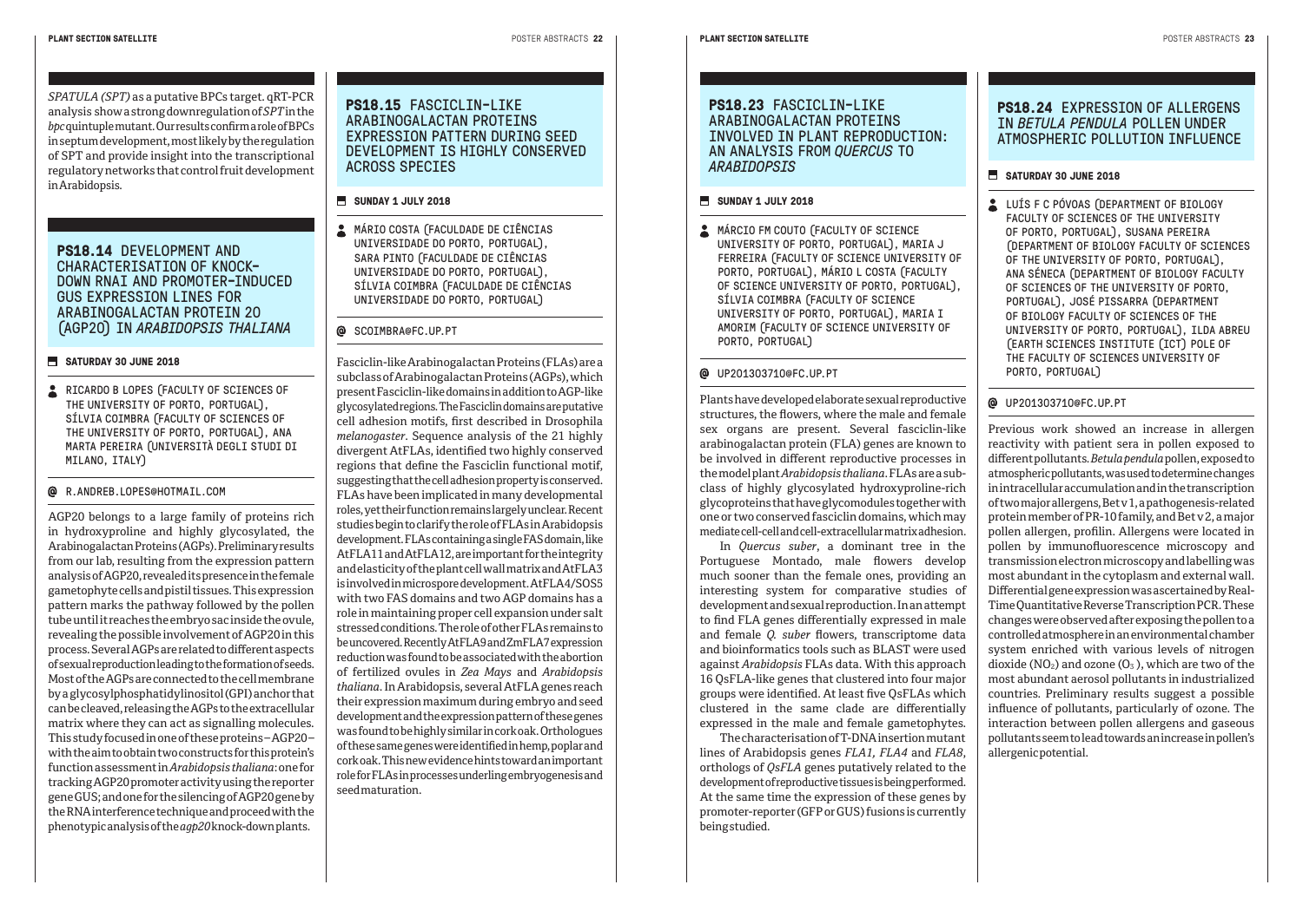*SPATULA (SPT)* as a putative BPCs target. qRT-PCR analysis show a strong downregulation of *SPT* in the *bpc* quintuple mutant. Our results confirm a role of BPCs in septum development, most likely by the regulation of SPT and provide insight into the transcriptional regulatory networks that control fruit development in Arabidopsis.

## PS18.14 DEVELOPMENT AND CHARACTERISATION OF KNOCK-DOWN RNAI AND PROMOTER-INDUCED GUS EXPRESSION LINES FOR ARABINOGALACTAN PROTEIN 20 (AGP20) IN *ARABIDOPSIS THALIANA*

**SATURDAY 30 JUNE 2018**

RICARDO B LOPES (FACULTY OF SCIENCES OF THE UNIVERSITY OF PORTO, PORTUGAL), SÍLVIA COIMBRA (FACULTY OF SCIENCES OF THE UNIVERSITY OF PORTO, PORTUGAL), ANA MARTA PEREIRA (UNIVERSITÀ DEGLI STUDI DI MILANO, ITALY)

@ R.ANDREB.LOPES@HOTMAIL.COM

AGP20 belongs to a large family of proteins rich in hydroxyproline and highly glycosylated, the Arabinogalactan Proteins (AGPs). Preliminary results from our lab, resulting from the expression pattern analysis of AGP20, revealed its presence in the female gametophyte cells and pistil tissues. This expression pattern marks the pathway followed by the pollen tube until it reaches the embryo sac inside the ovule, revealing the possible involvement of AGP20 in this process. Several AGPs are related to different aspects of sexual reproduction leading to the formation of seeds. Most of the AGPs are connected to the cell membrane by a glycosylphosphatidylinositol (GPI) anchor that can be cleaved, releasing the AGPs to the extracellular matrix where they can act as signalling molecules. This study focused in one of these proteins – AGP20 – with the aim to obtain two constructs for this protein's function assessment in *Arabidopsis thaliana*: one for tracking AGP20 promoter activity using the reporter gene GUS; and one for the silencing of AGP20 gene by the RNA interference technique and proceed with the phenotypic analysis of the *agp20* knock-down plants.

## PS18.15 FASCICLIN-LIKE ARABINOGALACTAN PROTEINS EXPRESSION PATTERN DURING SEED DEVELOPMENT IS HIGHLY CONSERVED ACROSS SPECIES

**SUNDAY 1 JULY 2018**

MÁRIO COSTA (FACULDADE DE CIÊNCIAS UNIVERSIDADE DO PORTO, PORTUGAL), SARA PINTO (FACULDADE DE CIÊNCIAS UNIVERSIDADE DO PORTO, PORTUGAL), SÍLVIA COIMBRA (FACULDADE DE CIÊNCIAS UNIVERSIDADE DO PORTO, PORTUGAL)

@ SCOIMBRA@FC.UP.PT

Fasciclin-like Arabinogalactan Proteins (FLAs) are a subclass of Arabinogalactan Proteins (AGPs), which present Fasciclin-like domains in addition to AGP-like glycosylated regions. The Fasciclin domains are putative cell adhesion motifs, first described in Drosophila *melanogaster*. Sequence analysis of the 21 highly divergent AtFLAs, identified two highly conserved regions that define the Fasciclin functional motif, suggesting that the cell adhesion property is conserved. FLAs have been implicated in many developmental roles, yet their function remains largely unclear. Recent studies begin to clarify the role of FLAs in Arabidopsis development. FLAs containing a single FAS domain, like AtFLA11 and AtFLA12, are important for the integrity and elasticity of the plant cell wall matrix and AtFLA3 is involved in microspore development. AtFLA4/SOS5 with two FAS domains and two AGP domains has a role in maintaining proper cell expansion under salt stressed conditions. The role of other FLAs remains to be uncovered. Recently AtFLA9 and ZmFLA7 expression reduction was found to be associated with the abortion of fertilized ovules in *Zea Mays* and *Arabidopsis thaliana*. In Arabidopsis, several AtFLA genes reach their expression maximum during embryo and seed development and the expression pattern of these genes was found to be highly similar in cork oak. Orthologues of these same genes were identified in hemp, poplar and cork oak. This new evidence hints toward an important role for FLAs in processes underlying embryogenesis and seed maturation.

## PS18.23 FASCICLIN-LIKE ARABINOGALACTAN PROTEINS INVOLVED IN PLANT REPRODUCTION: AN ANALYSIS FROM *QUERCUS* TO *ARABIDOPSIS*

**SUNDAY 1 JULY 2018**

MÁRCIO FM COUTO (FACULTY OF SCIENCE UNIVERSITY OF PORTO, PORTUGAL), MARIA J FERREIRA (FACULTY OF SCIENCE UNIVERSITY OF PORTO, PORTUGAL), MÁRIO L COSTA (FACULTY OF SCIENCE UNIVERSITY OF PORTO, PORTUGAL), SÍLVIA COIMBRA (FACULTY OF SCIENCE UNIVERSITY OF PORTO, PORTUGAL), MARIA I AMORIM (FACULTY OF SCIENCE UNIVERSITY OF PORTO, PORTUGAL)

@ UP201303710@FC.UP.PT

Plants have developed elaborate sexual reproductive structures, the flowers, where the male and female sex organs are present. Several fasciclin-like arabinogalactan protein (FLA) genes are known to be involved in different reproductive processes in the model plant *Arabidopsis thaliana*. FLAs are a subclass of highly glycosylated hydroxyproline-rich glycoproteins that have glycomodules together with one or two conserved fasciclin domains, which may mediate cell-cell and cell-extracellular matrix adhesion.

In *Quercus suber*, a dominant tree in the Portuguese Montado, male flowers develop much sooner than the female ones, providing an interesting system for comparative studies of development and sexual reproduction. In an attempt to find FLA genes differentially expressed in male and female *Q. suber* flowers, transcriptome data and bioinformatics tools such as BLAST were used against *Arabidopsis* FLAs data. With this approach 16 QsFLA-like genes that clustered into four major groups were identified. At least five QsFLAs which clustered in the same clade are differentially expressed in the male and female gametophytes.

The characterisation of T-DNA insertion mutant lines of Arabidopsis genes *FLA1, FLA4* and *FLA8*, orthologs of *QsFLA* genes putatively related to the development of reproductive tissues is being performed. At the same time the expression of these genes by promoter-reporter (GFP or GUS) fusions is currently being studied.

## PS18.24 EXPRESSION OF ALLERGENS IN *BETULA PENDULA* POLLEN UNDER ATMOSPHERIC POLLUTION INFLUENCE

**SATURDAY 30 JUNE 2018**

LUÍS F C PÓVOAS (DEPARTMENT OF BIOLOGY FACULTY OF SCIENCES OF THE UNIVERSITY OF PORTO, PORTUGAL), SUSANA PEREIRA (DEPARTMENT OF BIOLOGY FACULTY OF SCIENCES OF THE UNIVERSITY OF PORTO, PORTUGAL), ANA SÉNECA (DEPARTMENT OF BIOLOGY FACULTY OF SCIENCES OF THE UNIVERSITY OF PORTO, PORTUGAL), JOSÉ PISSARRA (DEPARTMENT OF BIOLOGY FACULTY OF SCIENCES OF THE UNIVERSITY OF PORTO, PORTUGAL), ILDA ABREU (EARTH SCIENCES INSTITUTE (ICT) POLE OF THE FACULTY OF SCIENCES UNIVERSITY OF PORTO, PORTUGAL)

@ UP201303710@FC.UP.PT

Previous work showed an increase in allergen reactivity with patient sera in pollen exposed to different pollutants. *Betula pendula* pollen, exposed to atmospheric pollutants, was used to determine changes in intracellular accumulation and in the transcription of two major allergens, Bet v 1, a pathogenesis-related protein member of PR-10 family, and Bet v 2, a major pollen allergen, profilin. Allergens were located in pollen by immunofluorescence microscopy and transmission electron microscopy and labelling was most abundant in the cytoplasm and external wall. Differential gene expression was ascertained by Real-Time Quantitative Reverse Transcription PCR. These changes were observed after exposing the pollen to a controlled atmosphere in an environmental chamber system enriched with various levels of nitrogen dioxide ($NO_2$) and ozone ($O_3$), which are two of the most abundant aerosol pollutants in industrialized countries. Preliminary results suggest a possible influence of pollutants, particularly of ozone. The interaction between pollen allergens and gaseous pollutants seem to lead towards an increase in pollen's allergenic potential.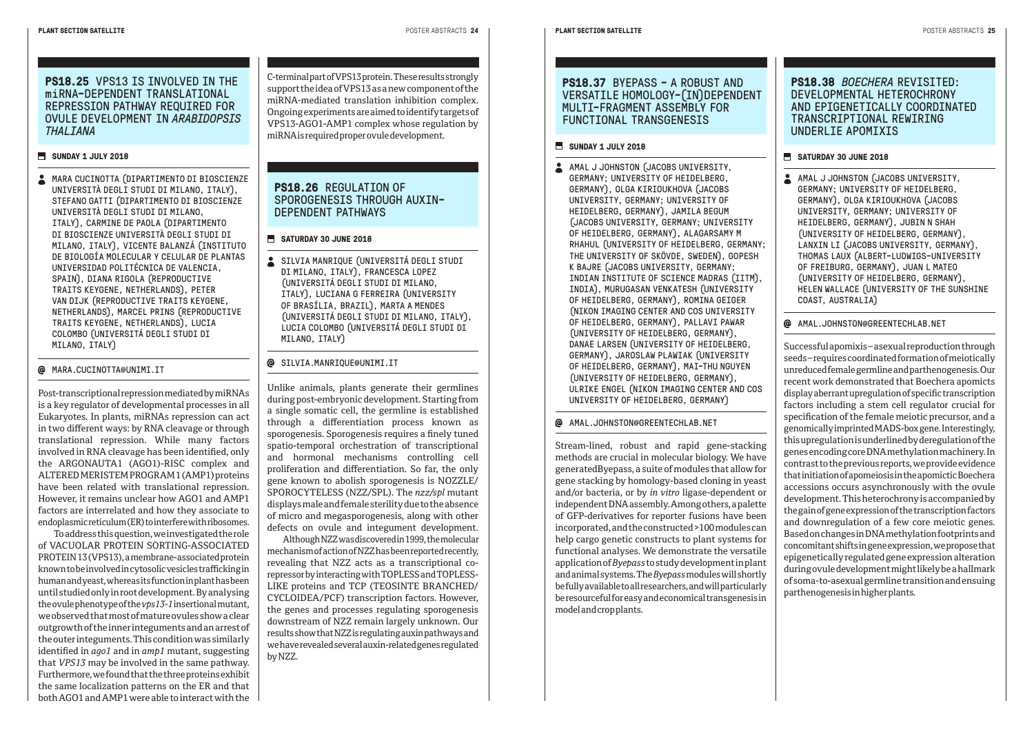## PS18.25 VPS13 IS INVOLVED IN THE miRNA-DEPENDENT TRANSLATIONAL REPRESSION PATHWAY REQUIRED FOR OVULE DEVELOPMENT IN *ARABIDOPSIS THALIANA*

**SUNDAY 1 JULY 2018**

MARA CUCINOTTA (DIPARTIMENTO DI BIOSCIENZE UNIVERSITÀ DEGLI STUDI DI MILANO, ITALY), STEFANO GATTI (DIPARTIMENTO DI BIOSCIENZE UNIVERSITÀ DEGLI STUDI DI MILANO, ITALY), CARMINE DE PAOLA (DIPARTIMENTO DI BIOSCIENZE UNIVERSITÀ DEGLI STUDI DI MILANO, ITALY), VICENTE BALANZÁ (INSTITUTO DE BIOLOGÍA MOLECULAR Y CELULAR DE PLANTAS UNIVERSIDAD POLITÉCNICA DE VALENCIA, SPAIN), DIANA RIGOLA (REPRODUCTIVE TRAITS KEYGENE, NETHERLANDS), PETER VAN DIJK (REPRODUCTIVE TRAITS KEYGENE, NETHERLANDS), MARCEL PRINS (REPRODUCTIVE TRAITS KEYGENE, NETHERLANDS), LUCIA COLOMBO (UNIVERSITÁ DEGLI STUDI DI MILANO, ITALY)

@ MARA.CUCINOTTA@UNIMI.IT

Post-transcriptional repression mediated by miRNAs is a key regulator of developmental processes in all Eukaryotes. In plants, miRNAs repression can act in two different ways: by RNA cleavage or through translational repression. While many factors involved in RNA cleavage has been identified, only the ARGONAUTA1 (AGO1)-RISC complex and ALTERED MERISTEM PROGRAM 1 (AMP1) proteins have been related with translational repression. However, it remains unclear how AGO1 and AMP1 factors are interrelated and how they associate to endoplasmic reticulum (ER) to interfere with ribosomes.

To address this question, we investigated the role of VACUOLAR PROTEIN SORTING-ASSOCIATED PROTEIN 13 (VPS13), a membrane-associated protein known to be involved in cytosolic vesicles trafficking in human and yeast, whereas its function in plant has been until studied only in root development. By analysing the ovule phenotype of the *vps13-1* insertional mutant, we observed that most of mature ovules show a clear outgrowth of the inner integuments and an arrest of the outer integuments. This condition was similarly identified in *ago1* and in *amp1* mutant, suggesting that *VPS13* may be involved in the same pathway. Furthermore, we found that the three proteins exhibit the same localization patterns on the ER and that both AGO1 and AMP1 were able to interact with the C-terminal part of VPS13 protein. These results strongly support the idea of VPS13 as a new component of the miRNA-mediated translation inhibition complex. Ongoing experiments are aimed to identify targets of VPS13-AGO1-AMP1 complex whose regulation by miRNA is required proper ovule development.

## PS18.26 REGULATION OF SPOROGENESIS THROUGH AUXIN-DEPENDENT PATHWAYS

**SATURDAY 30 JUNE 2018**

SILVIA MANRIQUE (UNIVERSITÁ DEGLI STUDI DI MILANO, ITALY), FRANCESCA LOPEZ (UNIVERSITÁ DEGLI STUDI DI MILANO, ITALY), LUCIANA G FERREIRA (UNIVERSITY OF BRASÍLIA, BRAZIL), MARTA A MENDES (UNIVERSITÁ DEGLI STUDI DI MILANO, ITALY), LUCIA COLOMBO (UNIVERSITÁ DEGLI STUDI DI MILANO, ITALY)

@ SILVIA.MANRIQUE@UNIMI.IT

Unlike animals, plants generate their germlines during post-embryonic development. Starting from a single somatic cell, the germline is established through a differentiation process known as sporogenesis. Sporogenesis requires a finely tuned spatio-temporal orchestration of transcriptional and hormonal mechanisms controlling cell proliferation and differentiation. So far, the only gene known to abolish sporogenesis is NOZZLE/SPOROCYTELESS (NZZ/SPL). The *nzz/spl* mutant displays male and female sterility due to the absence of micro and megasporogenesis, along with other defects on ovule and integument development.

Although NZZ was discovered in 1999, the molecular mechanism of action of NZZ has been reported recently, revealing that NZZ acts as a transcriptional co-repressor by interacting with TOPLESS and TOPLESS-LIKE proteins and TCP (TEOSINTE BRANCHED/CYCLOIDEA/PCF) transcription factors. However, the genes and processes regulating sporogenesis downstream of NZZ remain largely unknown. Our results show that NZZ is regulating auxin pathways and we have revealed several auxin-related genes regulated by NZZ.

## PS18.37 BYEPASS - A ROBUST AND VERSATILE HOMOLOGY-(IN)DEPENDENT MULTI-FRAGMENT ASSEMBLY FOR FUNCTIONAL TRANSGENESIS

**SUNDAY 1 JULY 2018**

AMAL J JOHNSTON (JACOBS UNIVERSITY, GERMANY; UNIVERSITY OF HEIDELBERG, GERMANY), OLGA KIRIOUKHOVA (JACOBS UNIVERSITY, GERMANY; UNIVERSITY OF HEIDELBERG, GERMANY), JAMILA BEGUM (JACOBS UNIVERSITY, GERMANY; UNIVERSITY OF HEIDELBERG, GERMANY), ALAGARSAMY M RHAHUL (UNIVERSITY OF HEIDELBERG, GERMANY; THE UNIVERSITY OF SKÖVDE, SWEDEN), GOPESH K BAJRE (JACOBS UNIVERSITY, GERMANY; INDIAN INSTITUTE OF SCIENCE MADRAS (IITM), INDIA), MURUGASAN VENKATESH (UNIVERSITY OF HEIDELBERG, GERMANY), ROMINA GEIGER (NIKON IMAGING CENTER AND COS UNIVERSITY OF HEIDELBERG, GERMANY), PALLAVI PAWAR (UNIVERSITY OF HEIDELBERG, GERMANY), DANAE LARSEN (UNIVERSITY OF HEIDELBERG, GERMANY), JAROSLAW PLAWIAK (UNIVERSITY OF HEIDELBERG, GERMANY), MAI-THU NGUYEN (UNIVERSITY OF HEIDELBERG, GERMANY), ULRIKE ENGEL (NIKON IMAGING CENTER AND COS UNIVERSITY OF HEIDELBERG, GERMANY)

@ AMAL.JOHNSTON@GREENTECHLAB.NET

Stream-lined, robust and rapid gene-stacking methods are crucial in molecular biology. We have generated Byepass, a suite of modules that allow for gene stacking by homology-based cloning in yeast and/or bacteria, or by *in vitro* ligase-dependent or independent DNA assembly. Among others, a palette of GFP-derivatives for reporter fusions have been incorporated, and the constructed >100 modules can help cargo genetic constructs to plant systems for functional analyses. We demonstrate the versatile application of *Byepass* to study development in plant and animal systems. The *Byepass* modules will shortly be fully available to all researchers, and will particularly be resourceful for easy and economical transgenesis in model and crop plants.

## PS18.38 *BOECHERA* REVISITED: DEVELOPMENTAL HETEROCHRONY AND EPIGENETICALLY COORDINATED TRANSCRIPTIONAL REWIRING UNDERLIE APOMIXIS

**SATURDAY 30 JUNE 2018**

AMAL J JOHNSTON (JACOBS UNIVERSITY, GERMANY; UNIVERSITY OF HEIDELBERG, GERMANY), OLGA KIRIOUKHOVA (JACOBS UNIVERSITY, GERMANY; UNIVERSITY OF HEIDELBERG, GERMANY), JUBIN N SHAH (UNIVERSITY OF HEIDELBERG, GERMANY), LANXIN LI (JACOBS UNIVERSITY, GERMANY), THOMAS LAUX (ALBERT-LUDWIGS-UNIVERSITY OF FREIBURG, GERMANY), JUAN L MATEO (UNIVERSITY OF HEIDELBERG, GERMANY), HELEN WALLACE (UNIVERSITY OF THE SUNSHINE COAST, AUSTRALIA)

@ AMAL.JOHNSTON@GREENTECHLAB.NET

Successful apomixis – asexual reproduction through seeds – requires coordinated formation of meiotically unreduced female germline and parthenogenesis. Our recent work demonstrated that Boechera apomicts display aberrant upregulation of specific transcription factors including a stem cell regulator crucial for specification of the female meiotic precursor, and a genomically imprinted MADS-box gene. Interestingly, this upregulation is underlined by deregulation of the genes encoding core DNA methylation machinery. In contrast to the previous reports, we provide evidence that initiation of apomeiosis in the apomictic Boechera accessions occurs asynchronously with the ovule development. This heterochrony is accompanied by the gain of gene expression of the transcription factors and downregulation of a few core meiotic genes. Based on changes in DNA methylation footprints and concomitant shifts in gene expression, we propose that epigenetically regulated gene expression alteration during ovule development might likely be a hallmark of soma-to-asexual germline transition and ensuing parthenogenesis in higher plants.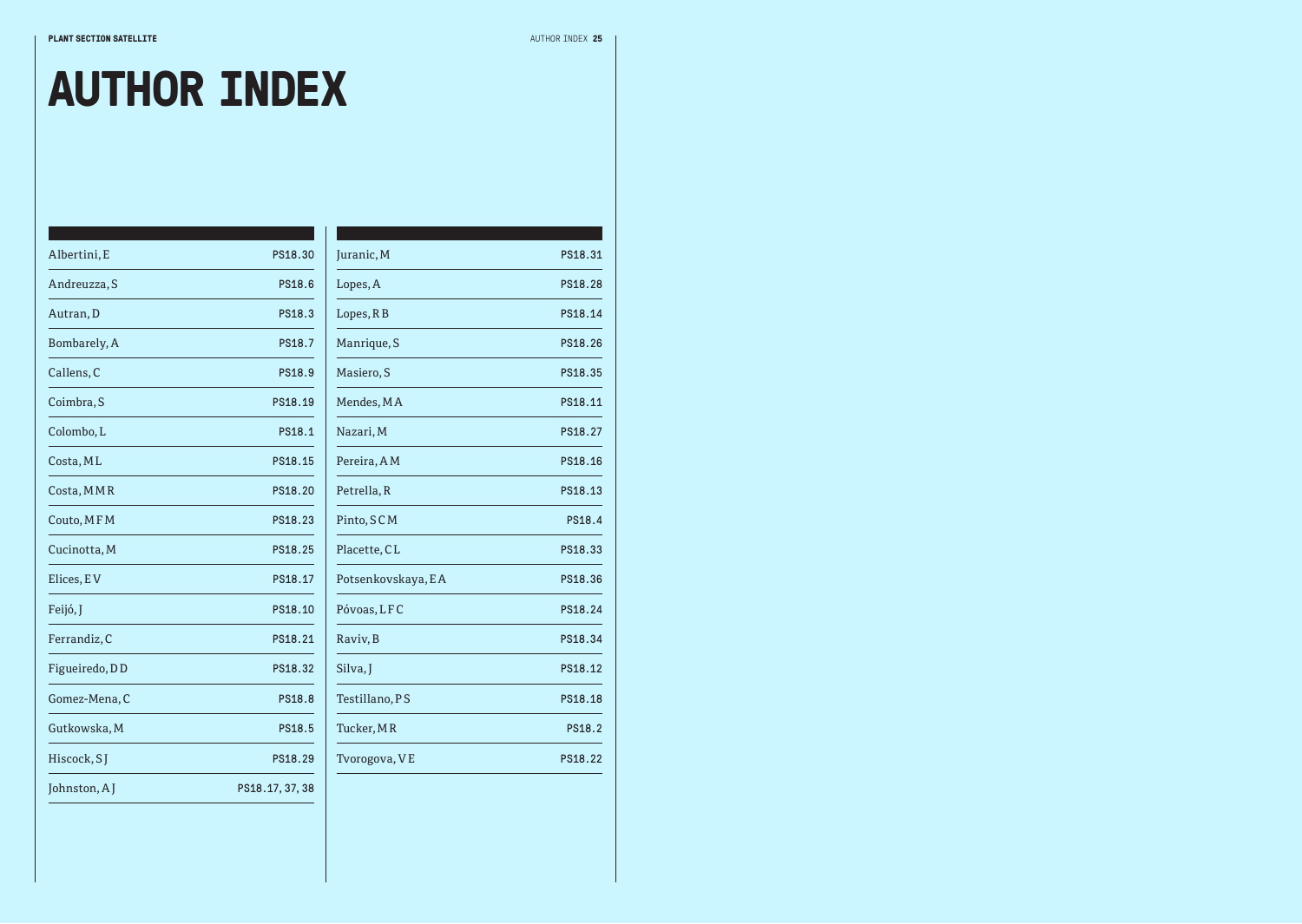# AUTHOR INDEX

| Author | Reference |
|---|---|
| Albertini, E | PS18.30 |
| Andreuzza, S | PS18.6 |
| Autran, D | PS18.3 |
| Bombarely, A | PS18.7 |
| Callens, C | PS18.9 |
| Coimbra, S | PS18.19 |
| Colombo, L | PS18.1 |
| Costa, M L | PS18.15 |
| Costa, M M R | PS18.20 |
| Couto, M F M | PS18.23 |
| Cucinotta, M | PS18.25 |
| Elices, E V | PS18.17 |
| Feijó, J | PS18.10 |
| Ferrandiz, C | PS18.21 |
| Figueiredo, D D | PS18.32 |
| Gomez-Mena, C | PS18.8 |
| Gutkowska, M | PS18.5 |
| Hiscock, S J | PS18.29 |
| Johnston, A J | PS18.17, 37, 38 |
| Juranic, M | PS18.31 |
| Lopes, A | PS18.28 |
| Lopes, R B | PS18.14 |
| Manrique, S | PS18.26 |
| Masiero, S | PS18.35 |
| Mendes, M A | PS18.11 |
| Nazari, M | PS18.27 |
| Pereira, A M | PS18.16 |
| Petrella, R | PS18.13 |
| Pinto, S C M | PS18.4 |
| Placette, C L | PS18.33 |
| Potsenkovskaya, E A | PS18.36 |
| Póvoas, L F C | PS18.24 |
| Raviv, B | PS18.34 |
| Silva, J | PS18.12 |
| Testillano, P S | PS18.18 |
| Tucker, M R | PS18.2 |
| Tvorogova, V E | PS18.22 |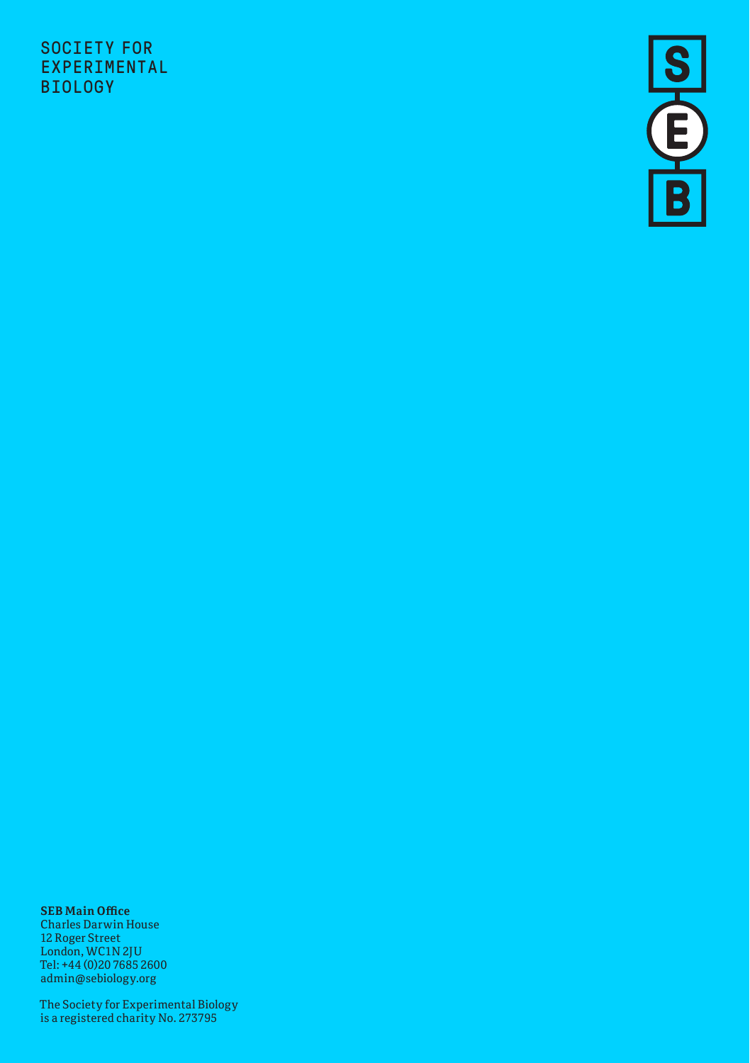SOCIETY FOR
EXPERIMENTAL
BIOLOGY

S
E
B

**SEB Main Office**
Charles Darwin House
12 Roger Street
London, WC1N 2JU
Tel: +44 (0)20 7685 2600
admin@sebiology.org

The Society for Experimental Biology
is a registered charity No. 273795